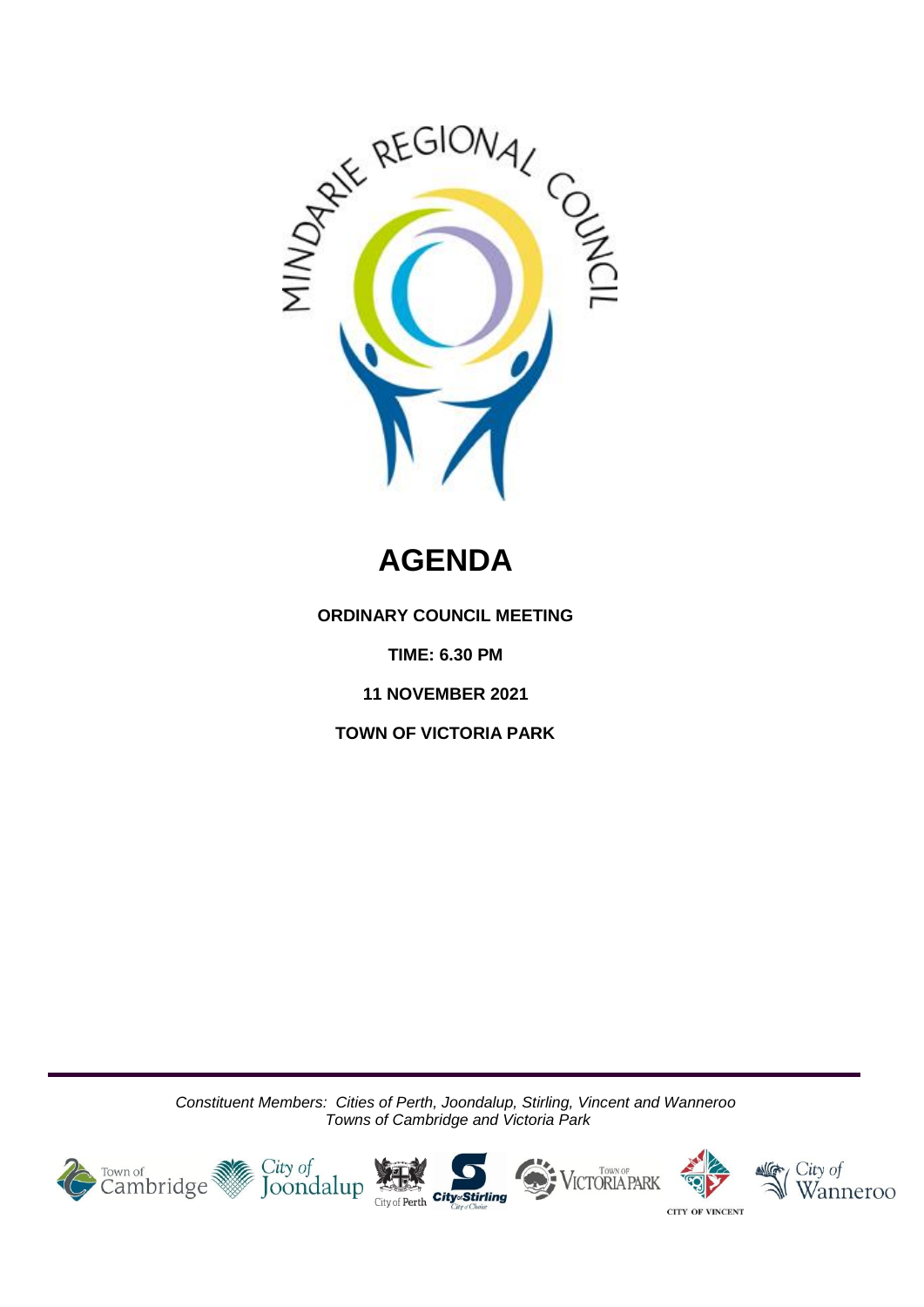# AGENDA

**ORDINARY COUNCIL MEETING**

**TIME: 6.30 PM**

**11 NOVEMBER 2021**

**TOWN OF VICTORIA PARK**

*Constituent Members: Cities of Perth, Joondalup, Stirling, Vincent and Wanneroo*
*Towns of Cambridge and Victoria Park*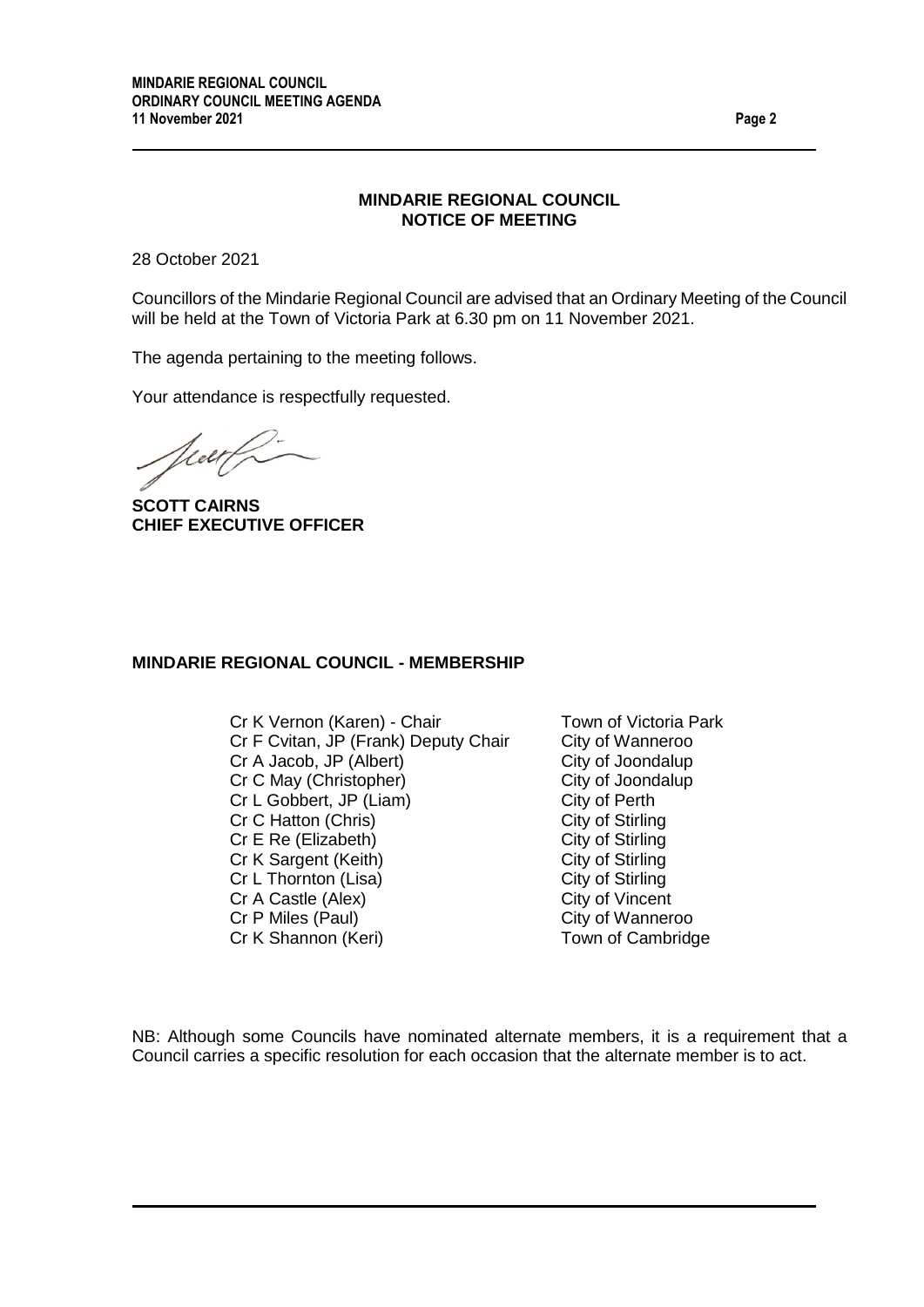## MINDARIE REGIONAL COUNCIL
## NOTICE OF MEETING

28 October 2021

Councillors of the Mindarie Regional Council are advised that an Ordinary Meeting of the Council will be held at the Town of Victoria Park at 6.30 pm on 11 November 2021.

The agenda pertaining to the meeting follows.

Your attendance is respectfully requested.

**SCOTT CAIRNS**
**CHIEF EXECUTIVE OFFICER**

## MINDARIE REGIONAL COUNCIL - MEMBERSHIP

| | |
|---|---|
| Cr K Vernon (Karen) - Chair | Town of Victoria Park |
| Cr F Cvitan, JP (Frank) Deputy Chair | City of Wanneroo |
| Cr A Jacob, JP (Albert) | City of Joondalup |
| Cr C May (Christopher) | City of Joondalup |
| Cr L Gobbert, JP (Liam) | City of Perth |
| Cr C Hatton (Chris) | City of Stirling |
| Cr E Re (Elizabeth) | City of Stirling |
| Cr K Sargent (Keith) | City of Stirling |
| Cr L Thornton (Lisa) | City of Stirling |
| Cr A Castle (Alex) | City of Vincent |
| Cr P Miles (Paul) | City of Wanneroo |
| Cr K Shannon (Keri) | Town of Cambridge |

NB: Although some Councils have nominated alternate members, it is a requirement that a Council carries a specific resolution for each occasion that the alternate member is to act.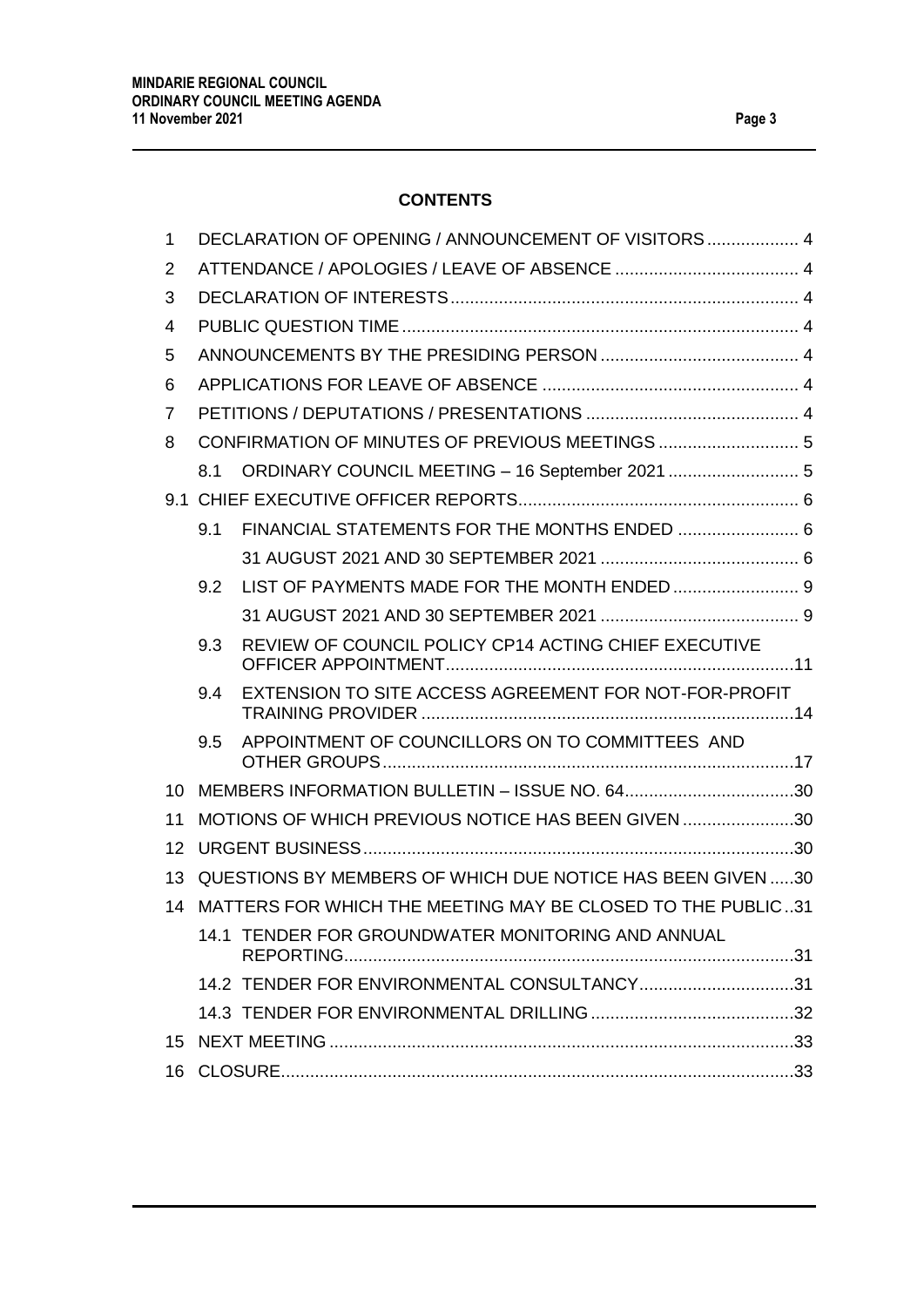## CONTENTS

| | | | |
|---|---|---|---|
| 1 | DECLARATION OF OPENING / ANNOUNCEMENT OF VISITORS | | 4 |
| 2 | ATTENDANCE / APOLOGIES / LEAVE OF ABSENCE | | 4 |
| 3 | DECLARATION OF INTERESTS | | 4 |
| 4 | PUBLIC QUESTION TIME | | 4 |
| 5 | ANNOUNCEMENTS BY THE PRESIDING PERSON | | 4 |
| 6 | APPLICATIONS FOR LEAVE OF ABSENCE | | 4 |
| 7 | PETITIONS / DEPUTATIONS / PRESENTATIONS | | 4 |
| 8 | CONFIRMATION OF MINUTES OF PREVIOUS MEETINGS | | 5 |
| | 8.1 | ORDINARY COUNCIL MEETING – 16 September 2021 | 5 |
| 9.1 | CHIEF EXECUTIVE OFFICER REPORTS | | 6 |
| | 9.1 | FINANCIAL STATEMENTS FOR THE MONTHS ENDED | 6 |
| | | 31 AUGUST 2021 AND 30 SEPTEMBER 2021 | 6 |
| | 9.2 | LIST OF PAYMENTS MADE FOR THE MONTH ENDED | 9 |
| | | 31 AUGUST 2021 AND 30 SEPTEMBER 2021 | 9 |
| | 9.3 | REVIEW OF COUNCIL POLICY CP14 ACTING CHIEF EXECUTIVE OFFICER APPOINTMENT | 11 |
| | 9.4 | EXTENSION TO SITE ACCESS AGREEMENT FOR NOT-FOR-PROFIT TRAINING PROVIDER | 14 |
| | 9.5 | APPOINTMENT OF COUNCILLORS ON TO COMMITTEES AND OTHER GROUPS | 17 |
| 10 | MEMBERS INFORMATION BULLETIN – ISSUE NO. 64 | | 30 |
| 11 | MOTIONS OF WHICH PREVIOUS NOTICE HAS BEEN GIVEN | | 30 |
| 12 | URGENT BUSINESS | | 30 |
| 13 | QUESTIONS BY MEMBERS OF WHICH DUE NOTICE HAS BEEN GIVEN | | 30 |
| 14 | MATTERS FOR WHICH THE MEETING MAY BE CLOSED TO THE PUBLIC | | 31 |
| | 14.1 | TENDER FOR GROUNDWATER MONITORING AND ANNUAL REPORTING | 31 |
| | 14.2 | TENDER FOR ENVIRONMENTAL CONSULTANCY | 31 |
| | 14.3 | TENDER FOR ENVIRONMENTAL DRILLING | 32 |
| 15 | NEXT MEETING | | 33 |
| 16 | CLOSURE | | 33 |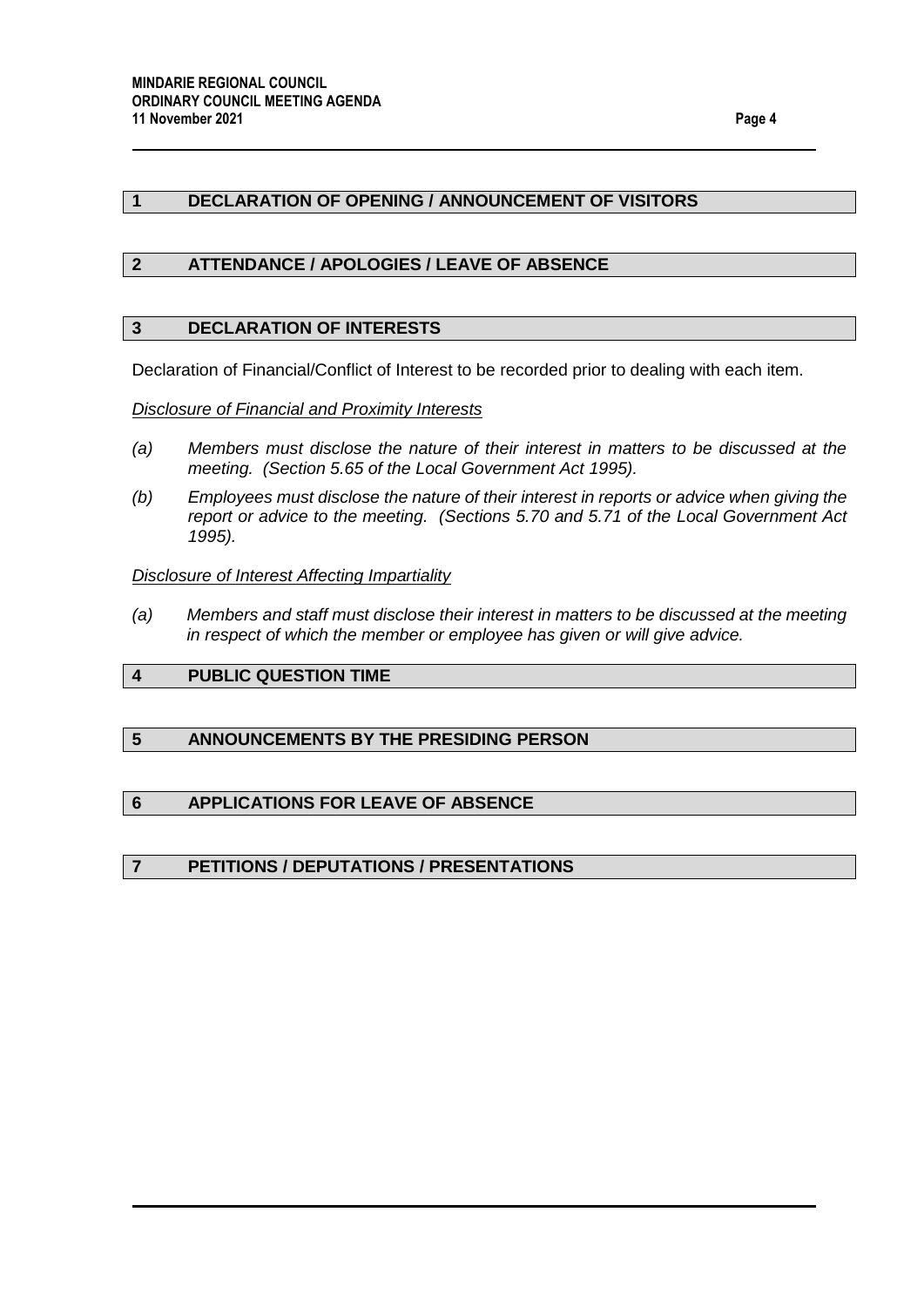## 1 DECLARATION OF OPENING / ANNOUNCEMENT OF VISITORS

## 2 ATTENDANCE / APOLOGIES / LEAVE OF ABSENCE

## 3 DECLARATION OF INTERESTS

Declaration of Financial/Conflict of Interest to be recorded prior to dealing with each item.

*Disclosure of Financial and Proximity Interests*

*(a) Members must disclose the nature of their interest in matters to be discussed at the meeting. (Section 5.65 of the Local Government Act 1995).*

*(b) Employees must disclose the nature of their interest in reports or advice when giving the report or advice to the meeting. (Sections 5.70 and 5.71 of the Local Government Act 1995).*

*Disclosure of Interest Affecting Impartiality*

*(a) Members and staff must disclose their interest in matters to be discussed at the meeting in respect of which the member or employee has given or will give advice.*

## 4 PUBLIC QUESTION TIME

## 5 ANNOUNCEMENTS BY THE PRESIDING PERSON

## 6 APPLICATIONS FOR LEAVE OF ABSENCE

## 7 PETITIONS / DEPUTATIONS / PRESENTATIONS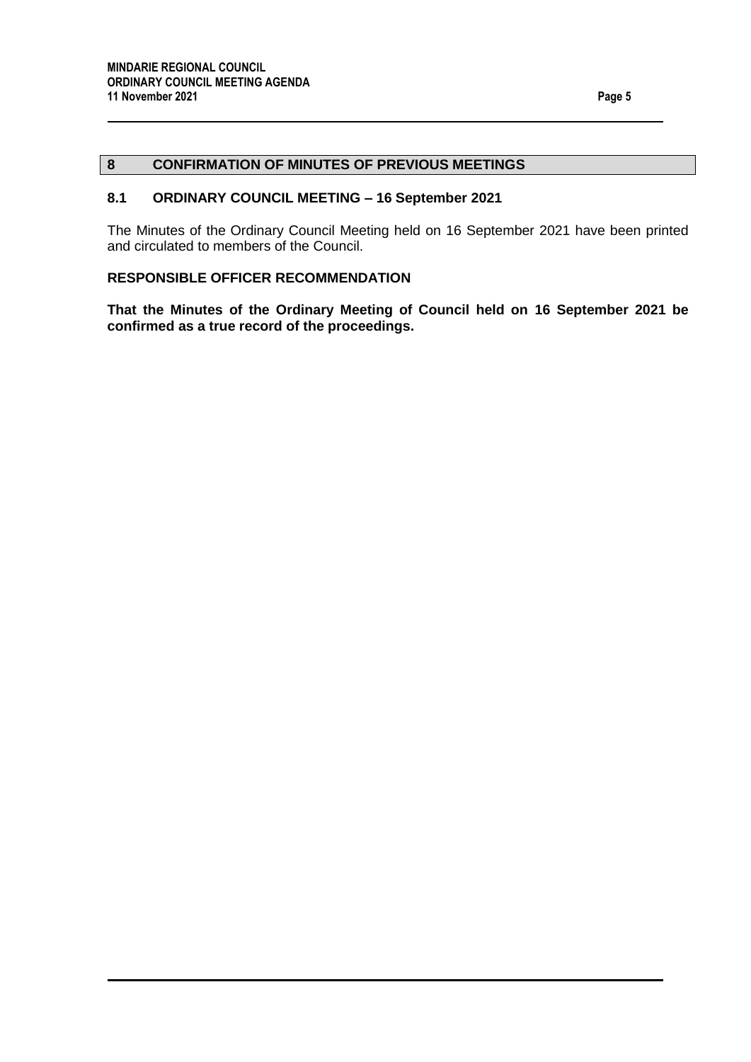## 8 CONFIRMATION OF MINUTES OF PREVIOUS MEETINGS

### 8.1 ORDINARY COUNCIL MEETING – 16 September 2021

The Minutes of the Ordinary Council Meeting held on 16 September 2021 have been printed and circulated to members of the Council.

**RESPONSIBLE OFFICER RECOMMENDATION**

**That the Minutes of the Ordinary Meeting of Council held on 16 September 2021 be confirmed as a true record of the proceedings.**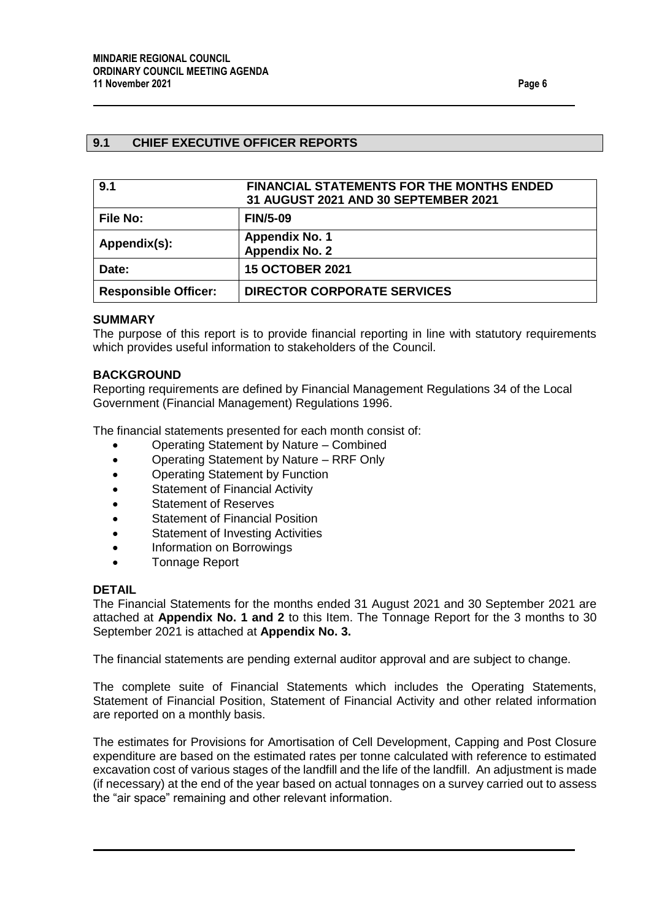## 9.1 CHIEF EXECUTIVE OFFICER REPORTS

| 9.1 | FINANCIAL STATEMENTS FOR THE MONTHS ENDED 31 AUGUST 2021 AND 30 SEPTEMBER 2021 |
|---|---|
| File No: | FIN/5-09 |
| Appendix(s): | Appendix No. 1<br>Appendix No. 2 |
| Date: | 15 OCTOBER 2021 |
| Responsible Officer: | DIRECTOR CORPORATE SERVICES |

### SUMMARY

The purpose of this report is to provide financial reporting in line with statutory requirements which provides useful information to stakeholders of the Council.

### BACKGROUND

Reporting requirements are defined by Financial Management Regulations 34 of the Local Government (Financial Management) Regulations 1996.

The financial statements presented for each month consist of:

- Operating Statement by Nature – Combined
- Operating Statement by Nature – RRF Only
- Operating Statement by Function
- Statement of Financial Activity
- Statement of Reserves
- Statement of Financial Position
- Statement of Investing Activities
- Information on Borrowings
- Tonnage Report

### DETAIL

The Financial Statements for the months ended 31 August 2021 and 30 September 2021 are attached at **Appendix No. 1 and 2** to this Item. The Tonnage Report for the 3 months to 30 September 2021 is attached at **Appendix No. 3.**

The financial statements are pending external auditor approval and are subject to change.

The complete suite of Financial Statements which includes the Operating Statements, Statement of Financial Position, Statement of Financial Activity and other related information are reported on a monthly basis.

The estimates for Provisions for Amortisation of Cell Development, Capping and Post Closure expenditure are based on the estimated rates per tonne calculated with reference to estimated excavation cost of various stages of the landfill and the life of the landfill. An adjustment is made (if necessary) at the end of the year based on actual tonnages on a survey carried out to assess the "air space" remaining and other relevant information.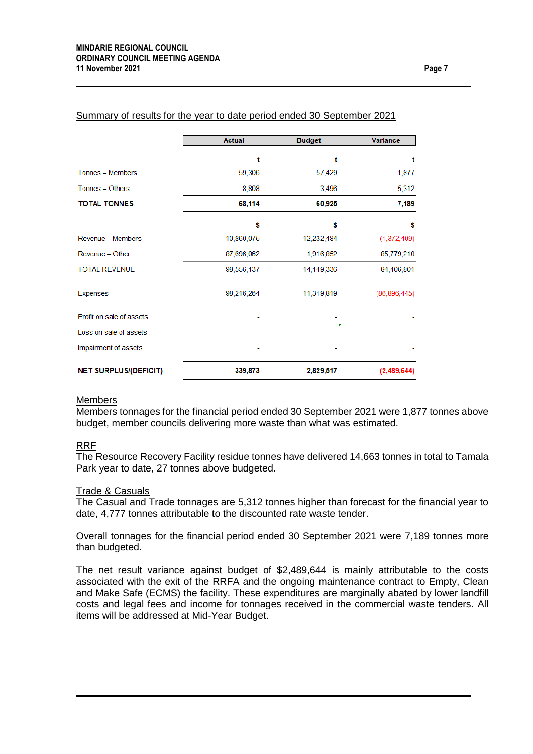Summary of results for the year to date period ended 30 September 2021

| | Actual | Budget | Variance |
|---|---|---|---|
| | t | t | t |
| Tonnes – Members | 59,306 | 57,429 | 1,877 |
| Tonnes – Others | 8,808 | 3,496 | 5,312 |
| **TOTAL TONNES** | **68,114** | **60,925** | **7,189** |
| | $ | $ | $ |
| Revenue – Members | 10,860,075 | 12,232,484 | (1,372,409) |
| Revenue – Other | 87,696,062 | 1,916,852 | 85,779,210 |
| TOTAL REVENUE | 98,556,137 | 14,149,336 | 84,406,801 |
| Expenses | 98,216,264 | 11,319,819 | (86,896,445) |
| Profit on sale of assets | - | - | - |
| Loss on sale of assets | - | - | - |
| Impairment of assets | - | - | - |
| **NET SURPLUS/(DEFICIT)** | **339,873** | **2,829,517** | **(2,489,644)** |

Members
Members tonnages for the financial period ended 30 September 2021 were 1,877 tonnes above budget, member councils delivering more waste than what was estimated.

RRF
The Resource Recovery Facility residue tonnes have delivered 14,663 tonnes in total to Tamala Park year to date, 27 tonnes above budgeted.

Trade & Casuals
The Casual and Trade tonnages are 5,312 tonnes higher than forecast for the financial year to date, 4,777 tonnes attributable to the discounted rate waste tender.

Overall tonnages for the financial period ended 30 September 2021 were 7,189 tonnes more than budgeted.

The net result variance against budget of $2,489,644 is mainly attributable to the costs associated with the exit of the RRFA and the ongoing maintenance contract to Empty, Clean and Make Safe (ECMS) the facility. These expenditures are marginally abated by lower landfill costs and legal fees and income for tonnages received in the commercial waste tenders. All items will be addressed at Mid-Year Budget.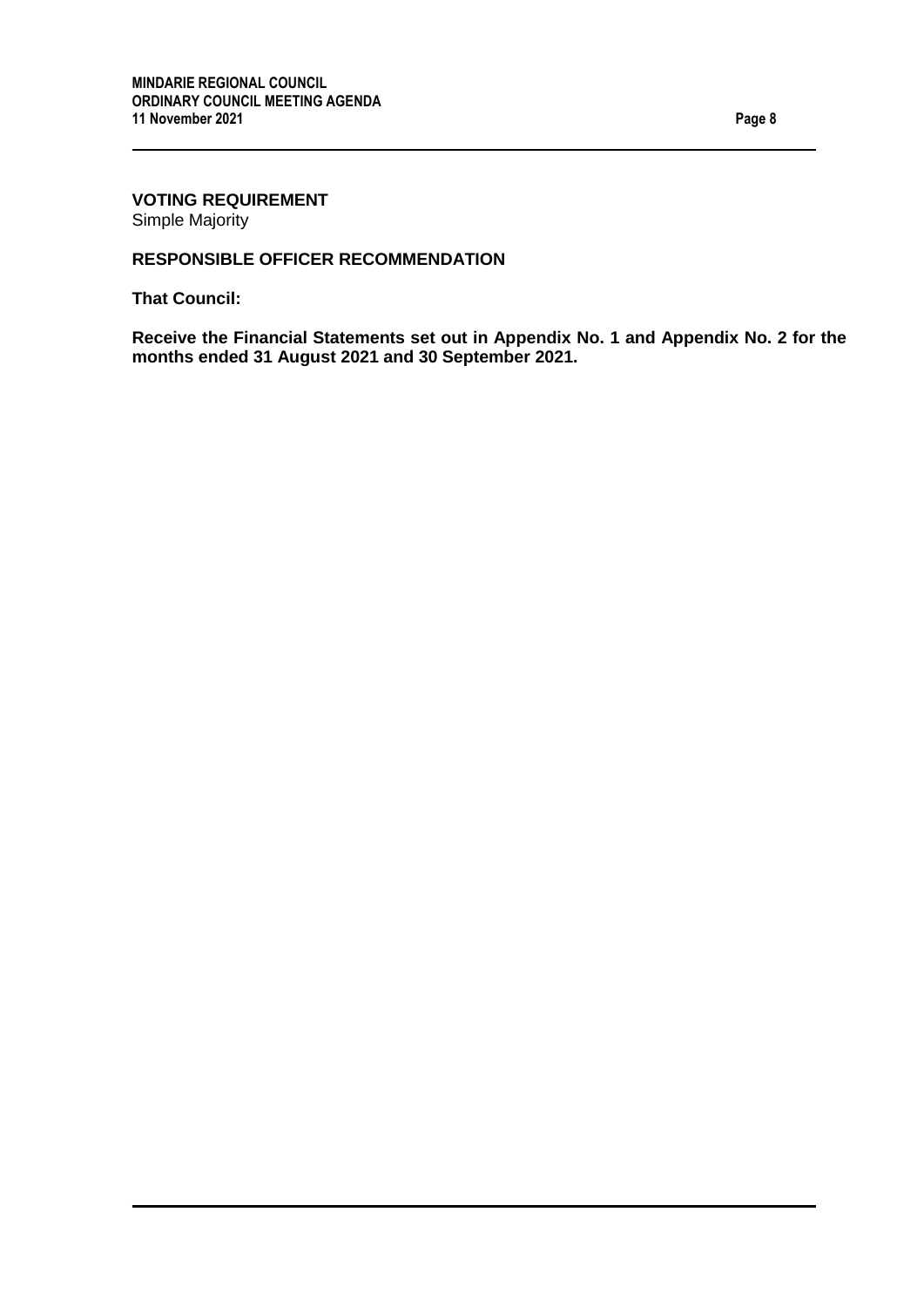**VOTING REQUIREMENT**
Simple Majority

**RESPONSIBLE OFFICER RECOMMENDATION**

**That Council:**

**Receive the Financial Statements set out in Appendix No. 1 and Appendix No. 2 for the months ended 31 August 2021 and 30 September 2021.**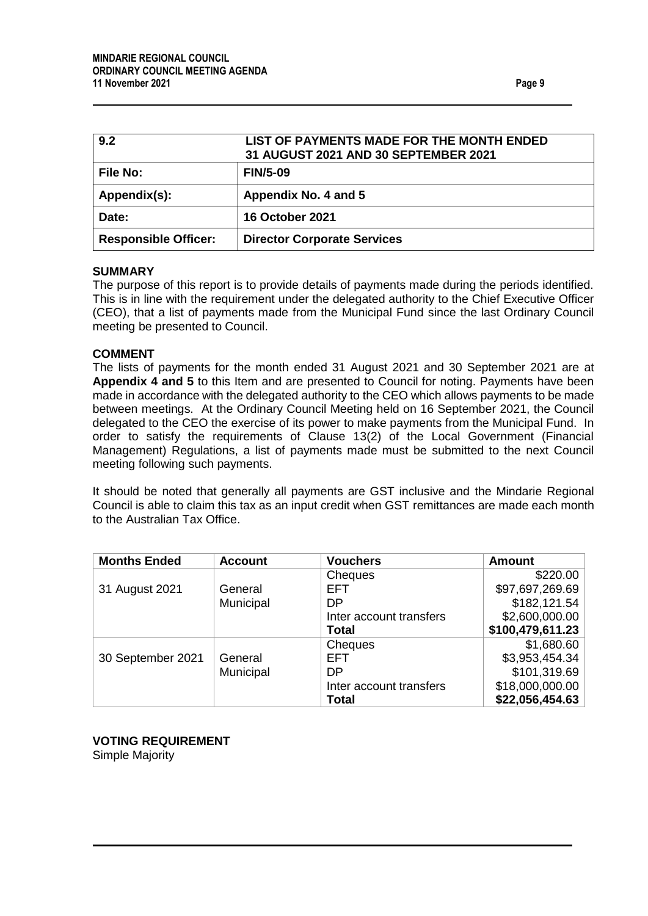| 9.2 | LIST OF PAYMENTS MADE FOR THE MONTH ENDED 31 AUGUST 2021 AND 30 SEPTEMBER 2021 |
|---|---|
| **File No:** | **FIN/5-09** |
| **Appendix(s):** | **Appendix No. 4 and 5** |
| **Date:** | **16 October 2021** |
| **Responsible Officer:** | **Director Corporate Services** |

**SUMMARY**

The purpose of this report is to provide details of payments made during the periods identified. This is in line with the requirement under the delegated authority to the Chief Executive Officer (CEO), that a list of payments made from the Municipal Fund since the last Ordinary Council meeting be presented to Council.

**COMMENT**

The lists of payments for the month ended 31 August 2021 and 30 September 2021 are at **Appendix 4 and 5** to this Item and are presented to Council for noting. Payments have been made in accordance with the delegated authority to the CEO which allows payments to be made between meetings. At the Ordinary Council Meeting held on 16 September 2021, the Council delegated to the CEO the exercise of its power to make payments from the Municipal Fund. In order to satisfy the requirements of Clause 13(2) of the Local Government (Financial Management) Regulations, a list of payments made must be submitted to the next Council meeting following such payments.

It should be noted that generally all payments are GST inclusive and the Mindarie Regional Council is able to claim this tax as an input credit when GST remittances are made each month to the Australian Tax Office.

| Months Ended | Account | Vouchers | Amount |
|---|---|---|---|
| | | Cheques | $220.00 |
| 31 August 2021 | General | EFT | $97,697,269.69 |
| | Municipal | DP | $182,121.54 |
| | | Inter account transfers | $2,600,000.00 |
| | | **Total** | **$100,479,611.23** |
| | | Cheques | $1,680.60 |
| 30 September 2021 | General | EFT | $3,953,454.34 |
| | Municipal | DP | $101,319.69 |
| | | Inter account transfers | $18,000,000.00 |
| | | **Total** | **$22,056,454.63** |

**VOTING REQUIREMENT**

Simple Majority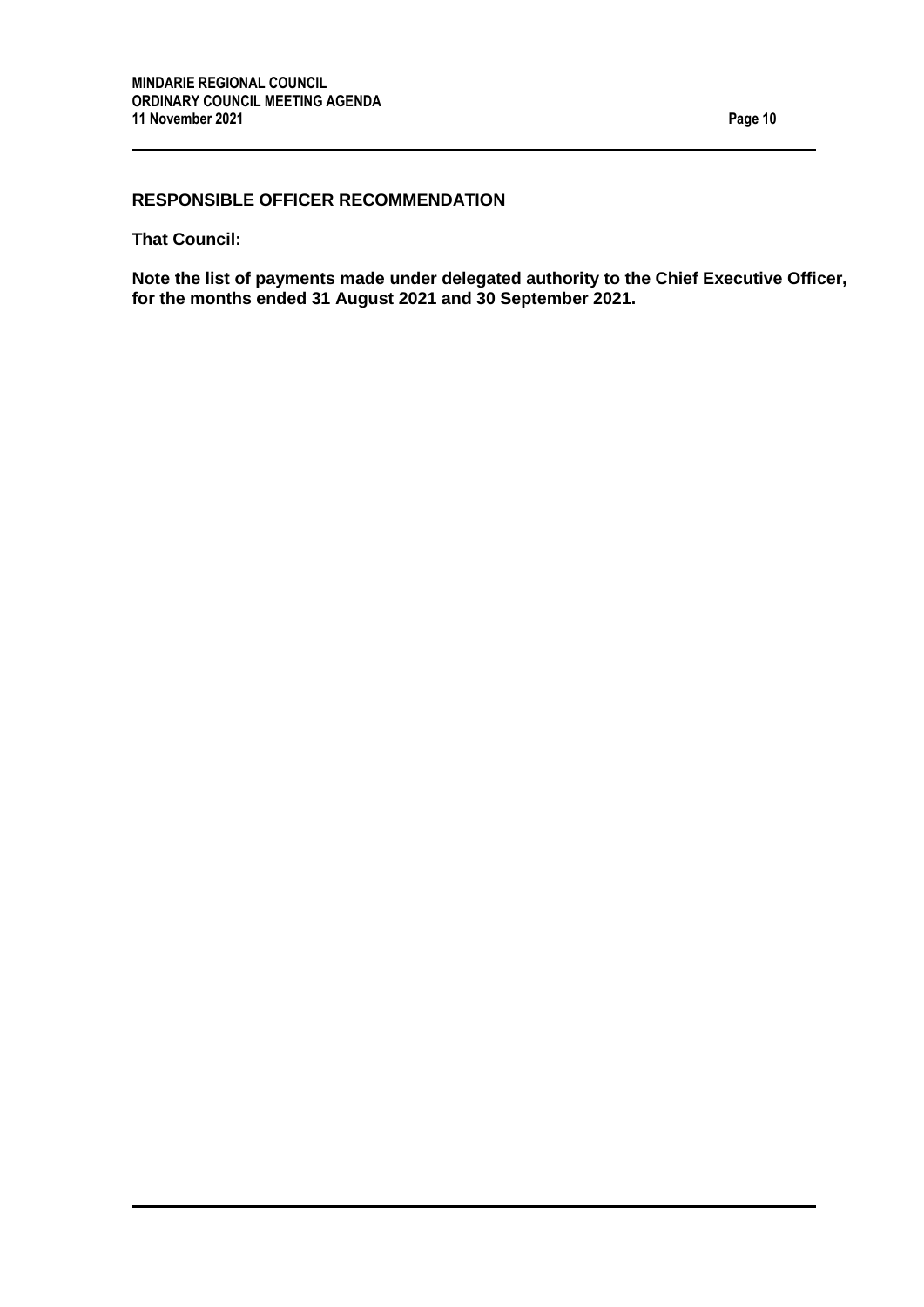**RESPONSIBLE OFFICER RECOMMENDATION**

**That Council:**

**Note the list of payments made under delegated authority to the Chief Executive Officer, for the months ended 31 August 2021 and 30 September 2021.**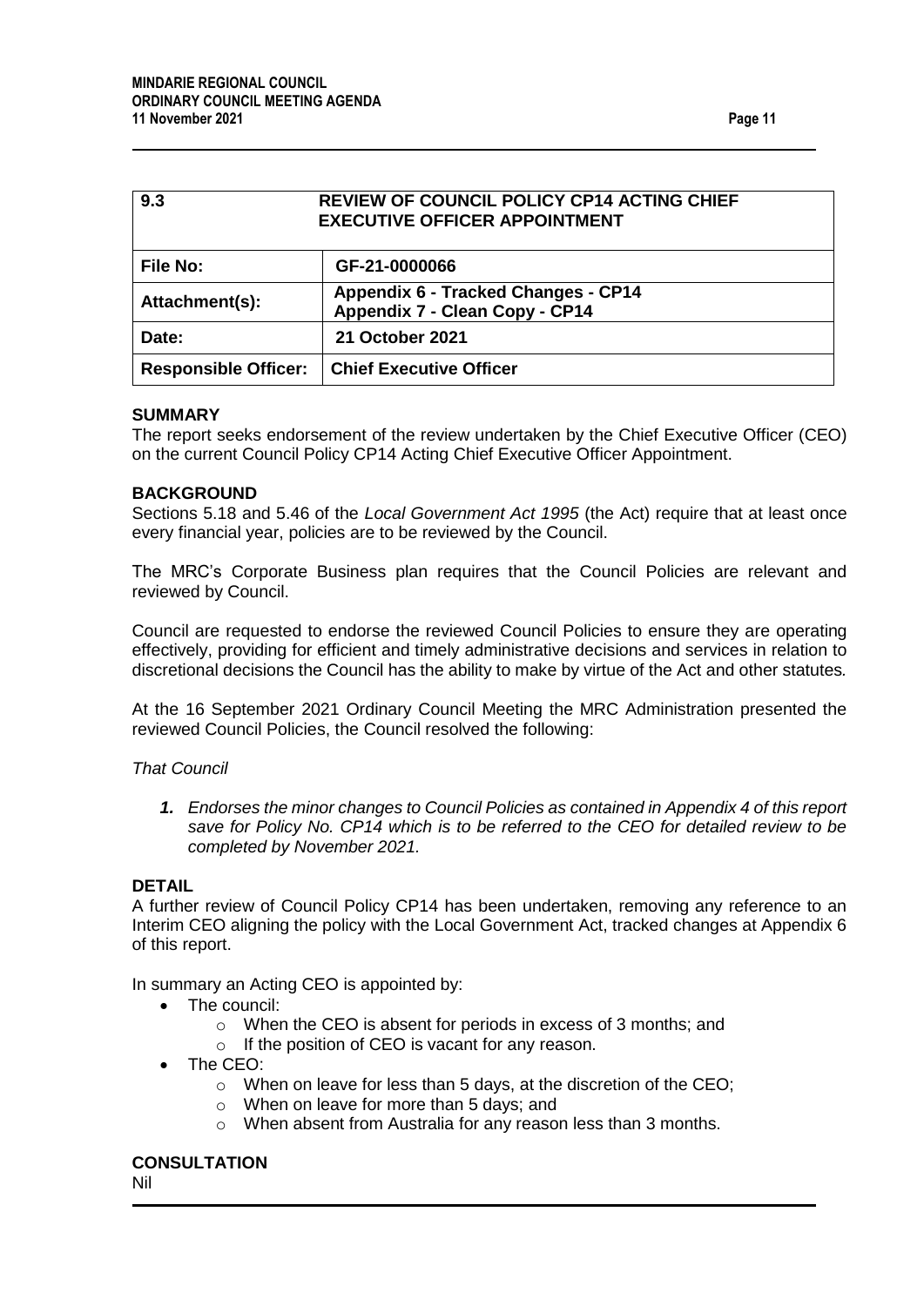| 9.3 | REVIEW OF COUNCIL POLICY CP14 ACTING CHIEF EXECUTIVE OFFICER APPOINTMENT |
|---|---|
| **File No:** | **GF-21-0000066** |
| **Attachment(s):** | **Appendix 6 - Tracked Changes - CP14**<br>**Appendix 7 - Clean Copy - CP14** |
| **Date:** | **21 October 2021** |
| **Responsible Officer:** | **Chief Executive Officer** |

**SUMMARY**

The report seeks endorsement of the review undertaken by the Chief Executive Officer (CEO) on the current Council Policy CP14 Acting Chief Executive Officer Appointment.

**BACKGROUND**

Sections 5.18 and 5.46 of the *Local Government Act 1995* (the Act) require that at least once every financial year, policies are to be reviewed by the Council.

The MRC's Corporate Business plan requires that the Council Policies are relevant and reviewed by Council.

Council are requested to endorse the reviewed Council Policies to ensure they are operating effectively, providing for efficient and timely administrative decisions and services in relation to discretional decisions the Council has the ability to make by virtue of the Act and other statutes.

At the 16 September 2021 Ordinary Council Meeting the MRC Administration presented the reviewed Council Policies, the Council resolved the following:

*That Council*

1. *Endorses the minor changes to Council Policies as contained in Appendix 4 of this report save for Policy No. CP14 which is to be referred to the CEO for detailed review to be completed by November 2021.*

**DETAIL**

A further review of Council Policy CP14 has been undertaken, removing any reference to an Interim CEO aligning the policy with the Local Government Act, tracked changes at Appendix 6 of this report.

In summary an Acting CEO is appointed by:

- The council:
  - When the CEO is absent for periods in excess of 3 months; and
  - If the position of CEO is vacant for any reason.
- The CEO:
  - When on leave for less than 5 days, at the discretion of the CEO;
  - When on leave for more than 5 days; and
  - When absent from Australia for any reason less than 3 months.

**CONSULTATION**

Nil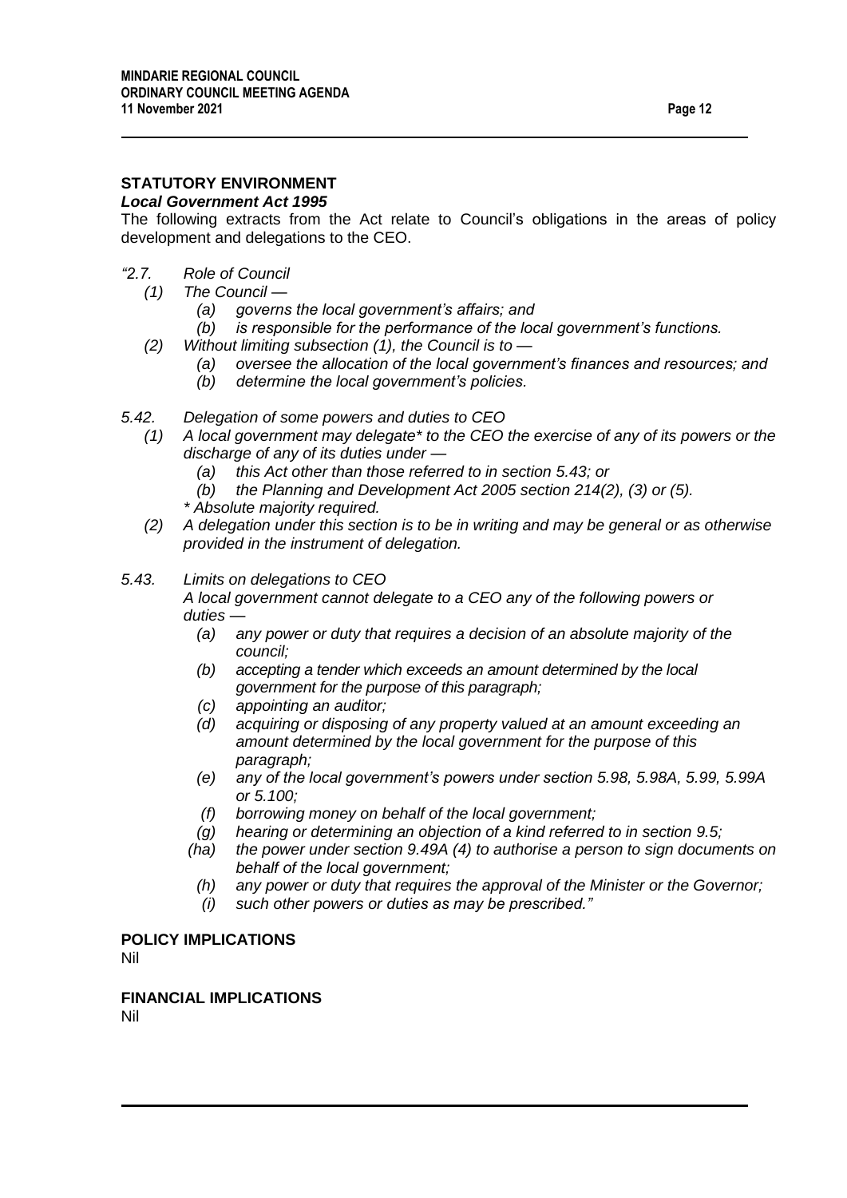### STATUTORY ENVIRONMENT

***Local Government Act 1995***

The following extracts from the Act relate to Council's obligations in the areas of policy development and delegations to the CEO.

*"2.7. Role of Council*

*(1) The Council —*

*(a) governs the local government's affairs; and*

*(b) is responsible for the performance of the local government's functions.*

*(2) Without limiting subsection (1), the Council is to —*

*(a) oversee the allocation of the local government's finances and resources; and*

*(b) determine the local government's policies.*

*5.42. Delegation of some powers and duties to CEO*

*(1) A local government may delegate* to the CEO the exercise of any of its powers or the discharge of any of its duties under —*

*(a) this Act other than those referred to in section 5.43; or*

*(b) the Planning and Development Act 2005 section 214(2), (3) or (5).*

** Absolute majority required.*

*(2) A delegation under this section is to be in writing and may be general or as otherwise provided in the instrument of delegation.*

*5.43. Limits on delegations to CEO*

*A local government cannot delegate to a CEO any of the following powers or duties —*

*(a) any power or duty that requires a decision of an absolute majority of the council;*

*(b) accepting a tender which exceeds an amount determined by the local government for the purpose of this paragraph;*

*(c) appointing an auditor;*

*(d) acquiring or disposing of any property valued at an amount exceeding an amount determined by the local government for the purpose of this paragraph;*

*(e) any of the local government's powers under section 5.98, 5.98A, 5.99, 5.99A or 5.100;*

*(f) borrowing money on behalf of the local government;*

*(g) hearing or determining an objection of a kind referred to in section 9.5;*

*(ha) the power under section 9.49A (4) to authorise a person to sign documents on behalf of the local government;*

*(h) any power or duty that requires the approval of the Minister or the Governor;*

*(i) such other powers or duties as may be prescribed."*

### POLICY IMPLICATIONS

Nil

### FINANCIAL IMPLICATIONS

Nil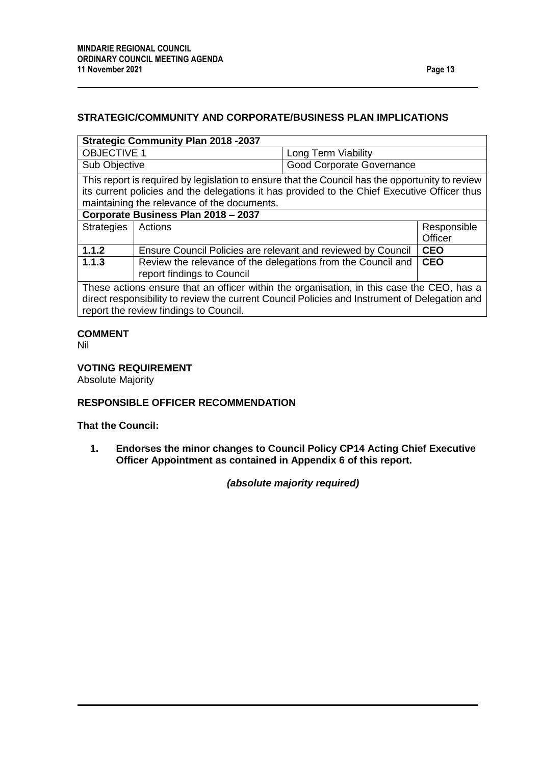## STRATEGIC/COMMUNITY AND CORPORATE/BUSINESS PLAN IMPLICATIONS

| **Strategic Community Plan 2018 -2037** | | |
|---|---|---|
| OBJECTIVE 1 | Long Term Viability | |
| Sub Objective | Good Corporate Governance | |
| This report is required by legislation to ensure that the Council has the opportunity to review its current policies and the delegations it has provided to the Chief Executive Officer thus maintaining the relevance of the documents. | | |
| **Corporate Business Plan 2018 – 2037** | | |
| Strategies | Actions | Responsible Officer |
| **1.1.2** | Ensure Council Policies are relevant and reviewed by Council | **CEO** |
| **1.1.3** | Review the relevance of the delegations from the Council and report findings to Council | **CEO** |
| These actions ensure that an officer within the organisation, in this case the CEO, has a direct responsibility to review the current Council Policies and Instrument of Delegation and report the review findings to Council. | | |

## COMMENT

Nil

## VOTING REQUIREMENT

Absolute Majority

## RESPONSIBLE OFFICER RECOMMENDATION

**That the Council:**

1. **Endorses the minor changes to Council Policy CP14 Acting Chief Executive Officer Appointment as contained in Appendix 6 of this report.**

***(absolute majority required)***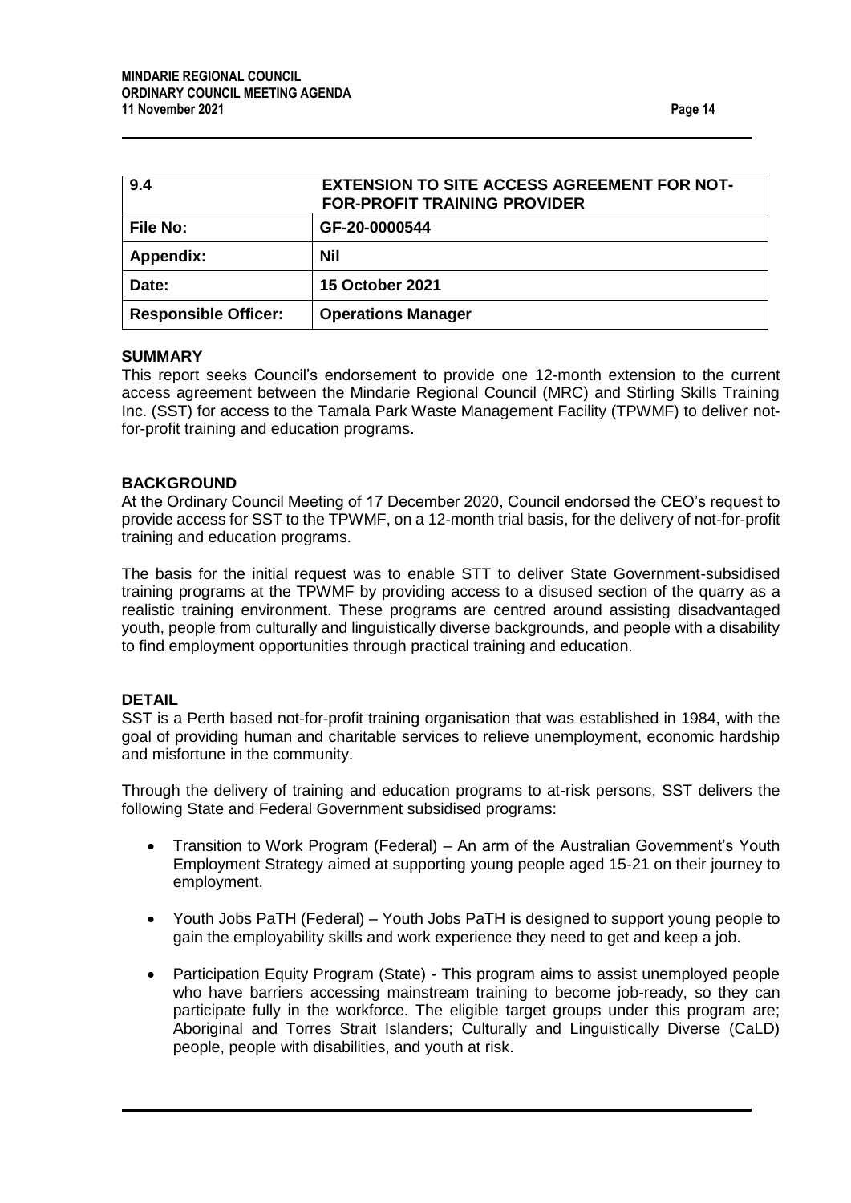| 9.4 | EXTENSION TO SITE ACCESS AGREEMENT FOR NOT-FOR-PROFIT TRAINING PROVIDER |
| --- | --- |
| **File No:** | **GF-20-0000544** |
| **Appendix:** | **Nil** |
| **Date:** | **15 October 2021** |
| **Responsible Officer:** | **Operations Manager** |

**SUMMARY**

This report seeks Council's endorsement to provide one 12-month extension to the current access agreement between the Mindarie Regional Council (MRC) and Stirling Skills Training Inc. (SST) for access to the Tamala Park Waste Management Facility (TPWMF) to deliver not-for-profit training and education programs.

**BACKGROUND**

At the Ordinary Council Meeting of 17 December 2020, Council endorsed the CEO's request to provide access for SST to the TPWMF, on a 12-month trial basis, for the delivery of not-for-profit training and education programs.

The basis for the initial request was to enable STT to deliver State Government-subsidised training programs at the TPWMF by providing access to a disused section of the quarry as a realistic training environment. These programs are centred around assisting disadvantaged youth, people from culturally and linguistically diverse backgrounds, and people with a disability to find employment opportunities through practical training and education.

**DETAIL**

SST is a Perth based not-for-profit training organisation that was established in 1984, with the goal of providing human and charitable services to relieve unemployment, economic hardship and misfortune in the community.

Through the delivery of training and education programs to at-risk persons, SST delivers the following State and Federal Government subsidised programs:

- Transition to Work Program (Federal) – An arm of the Australian Government's Youth Employment Strategy aimed at supporting young people aged 15-21 on their journey to employment.
- Youth Jobs PaTH (Federal) – Youth Jobs PaTH is designed to support young people to gain the employability skills and work experience they need to get and keep a job.
- Participation Equity Program (State) - This program aims to assist unemployed people who have barriers accessing mainstream training to become job-ready, so they can participate fully in the workforce. The eligible target groups under this program are; Aboriginal and Torres Strait Islanders; Culturally and Linguistically Diverse (CaLD) people, people with disabilities, and youth at risk.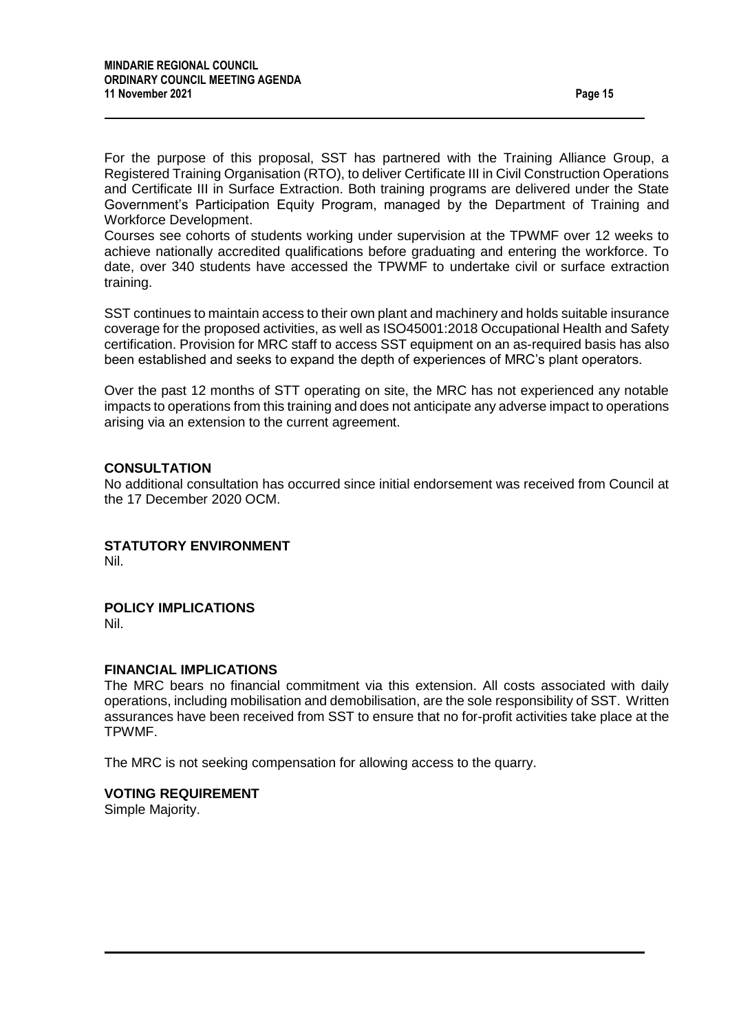For the purpose of this proposal, SST has partnered with the Training Alliance Group, a Registered Training Organisation (RTO), to deliver Certificate III in Civil Construction Operations and Certificate III in Surface Extraction. Both training programs are delivered under the State Government's Participation Equity Program, managed by the Department of Training and Workforce Development.

Courses see cohorts of students working under supervision at the TPWMF over 12 weeks to achieve nationally accredited qualifications before graduating and entering the workforce. To date, over 340 students have accessed the TPWMF to undertake civil or surface extraction training.

SST continues to maintain access to their own plant and machinery and holds suitable insurance coverage for the proposed activities, as well as ISO45001:2018 Occupational Health and Safety certification. Provision for MRC staff to access SST equipment on an as-required basis has also been established and seeks to expand the depth of experiences of MRC's plant operators.

Over the past 12 months of STT operating on site, the MRC has not experienced any notable impacts to operations from this training and does not anticipate any adverse impact to operations arising via an extension to the current agreement.

**CONSULTATION**

No additional consultation has occurred since initial endorsement was received from Council at the 17 December 2020 OCM.

**STATUTORY ENVIRONMENT**

Nil.

**POLICY IMPLICATIONS**

Nil.

**FINANCIAL IMPLICATIONS**

The MRC bears no financial commitment via this extension. All costs associated with daily operations, including mobilisation and demobilisation, are the sole responsibility of SST. Written assurances have been received from SST to ensure that no for-profit activities take place at the TPWMF.

The MRC is not seeking compensation for allowing access to the quarry.

**VOTING REQUIREMENT**

Simple Majority.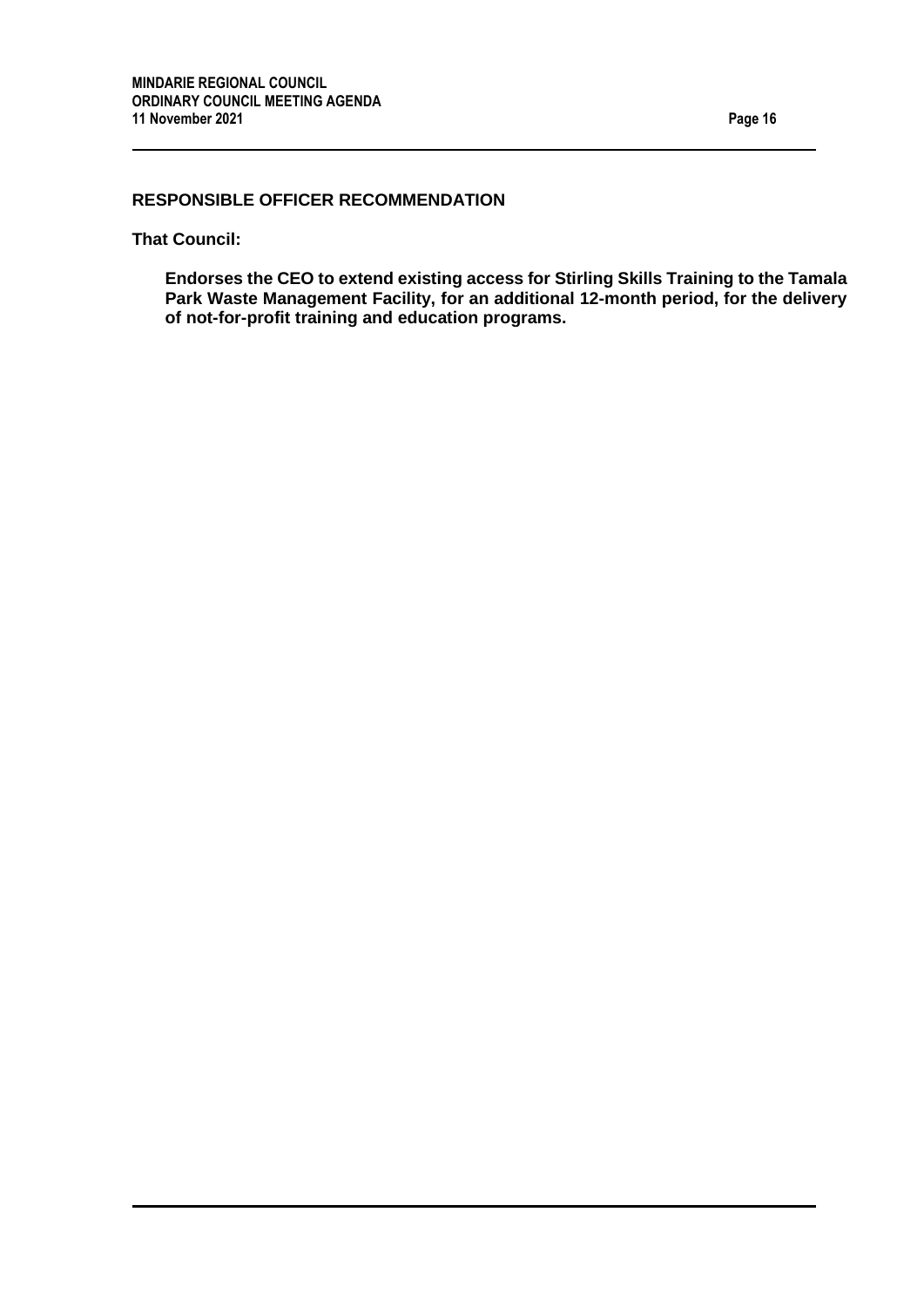## RESPONSIBLE OFFICER RECOMMENDATION

**That Council:**

**Endorses the CEO to extend existing access for Stirling Skills Training to the Tamala Park Waste Management Facility, for an additional 12-month period, for the delivery of not-for-profit training and education programs.**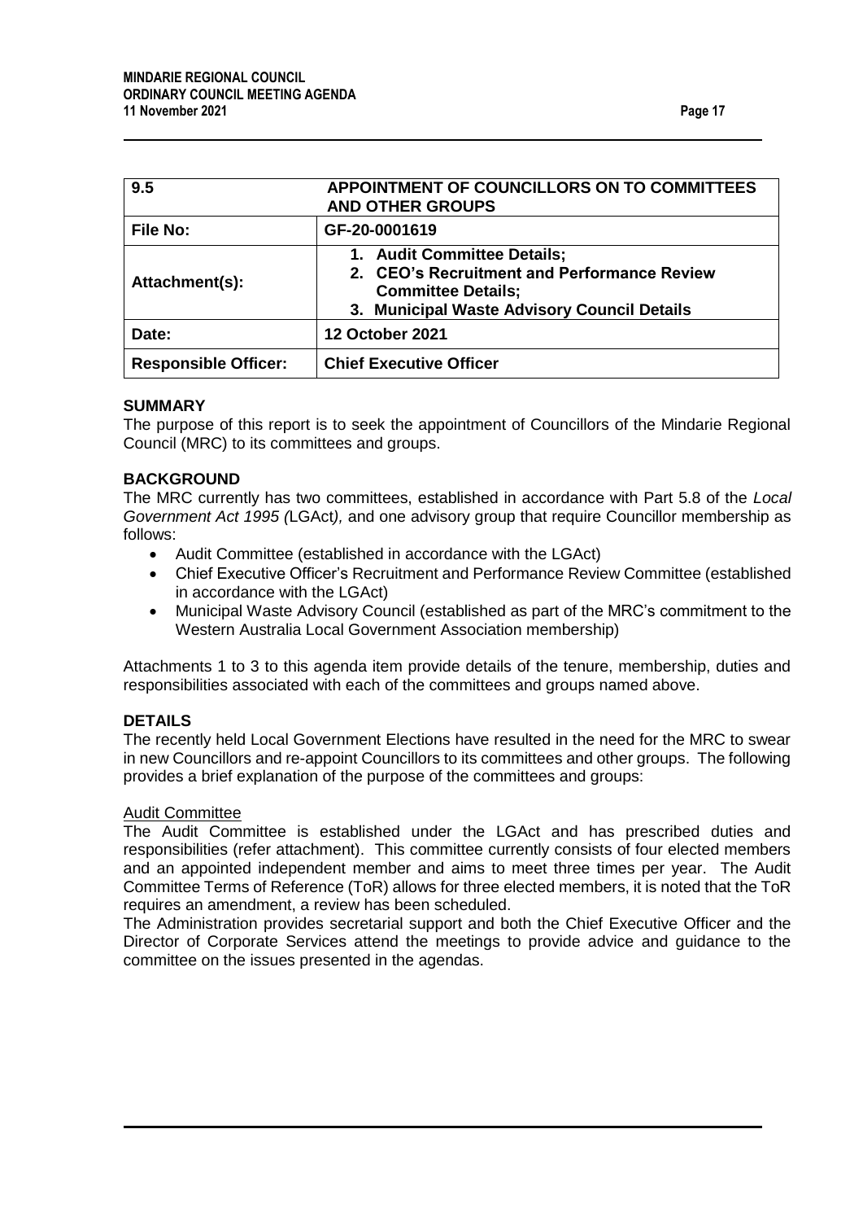| 9.5 | APPOINTMENT OF COUNCILLORS ON TO COMMITTEES AND OTHER GROUPS |
|---|---|
| **File No:** | **GF-20-0001619** |
| **Attachment(s):** | **1. Audit Committee Details;<br>2. CEO's Recruitment and Performance Review Committee Details;<br>3. Municipal Waste Advisory Council Details** |
| **Date:** | **12 October 2021** |
| **Responsible Officer:** | **Chief Executive Officer** |

## SUMMARY

The purpose of this report is to seek the appointment of Councillors of the Mindarie Regional Council (MRC) to its committees and groups.

## BACKGROUND

The MRC currently has two committees, established in accordance with Part 5.8 of the *Local Government Act 1995 (*LGAct*),* and one advisory group that require Councillor membership as follows:

- Audit Committee (established in accordance with the LGAct)
- Chief Executive Officer's Recruitment and Performance Review Committee (established in accordance with the LGAct)
- Municipal Waste Advisory Council (established as part of the MRC's commitment to the Western Australia Local Government Association membership)

Attachments 1 to 3 to this agenda item provide details of the tenure, membership, duties and responsibilities associated with each of the committees and groups named above.

## DETAILS

The recently held Local Government Elections have resulted in the need for the MRC to swear in new Councillors and re-appoint Councillors to its committees and other groups. The following provides a brief explanation of the purpose of the committees and groups:

Audit Committee

The Audit Committee is established under the LGAct and has prescribed duties and responsibilities (refer attachment). This committee currently consists of four elected members and an appointed independent member and aims to meet three times per year. The Audit Committee Terms of Reference (ToR) allows for three elected members, it is noted that the ToR requires an amendment, a review has been scheduled.

The Administration provides secretarial support and both the Chief Executive Officer and the Director of Corporate Services attend the meetings to provide advice and guidance to the committee on the issues presented in the agendas.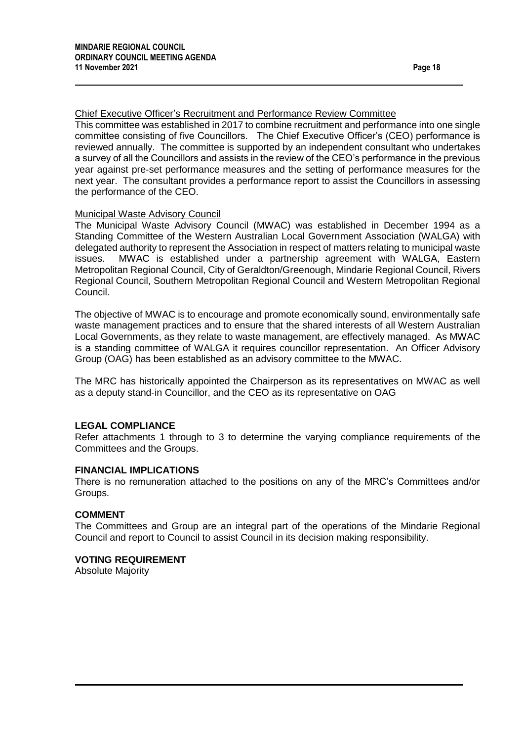<u>Chief Executive Officer's Recruitment and Performance Review Committee</u>

This committee was established in 2017 to combine recruitment and performance into one single committee consisting of five Councillors. The Chief Executive Officer's (CEO) performance is reviewed annually. The committee is supported by an independent consultant who undertakes a survey of all the Councillors and assists in the review of the CEO's performance in the previous year against pre-set performance measures and the setting of performance measures for the next year. The consultant provides a performance report to assist the Councillors in assessing the performance of the CEO.

<u>Municipal Waste Advisory Council</u>

The Municipal Waste Advisory Council (MWAC) was established in December 1994 as a Standing Committee of the Western Australian Local Government Association (WALGA) with delegated authority to represent the Association in respect of matters relating to municipal waste issues. MWAC is established under a partnership agreement with WALGA, Eastern Metropolitan Regional Council, City of Geraldton/Greenough, Mindarie Regional Council, Rivers Regional Council, Southern Metropolitan Regional Council and Western Metropolitan Regional Council.

The objective of MWAC is to encourage and promote economically sound, environmentally safe waste management practices and to ensure that the shared interests of all Western Australian Local Governments, as they relate to waste management, are effectively managed. As MWAC is a standing committee of WALGA it requires councillor representation. An Officer Advisory Group (OAG) has been established as an advisory committee to the MWAC.

The MRC has historically appointed the Chairperson as its representatives on MWAC as well as a deputy stand-in Councillor, and the CEO as its representative on OAG

**LEGAL COMPLIANCE**

Refer attachments 1 through to 3 to determine the varying compliance requirements of the Committees and the Groups.

**FINANCIAL IMPLICATIONS**

There is no remuneration attached to the positions on any of the MRC's Committees and/or Groups.

**COMMENT**

The Committees and Group are an integral part of the operations of the Mindarie Regional Council and report to Council to assist Council in its decision making responsibility.

**VOTING REQUIREMENT**

Absolute Majority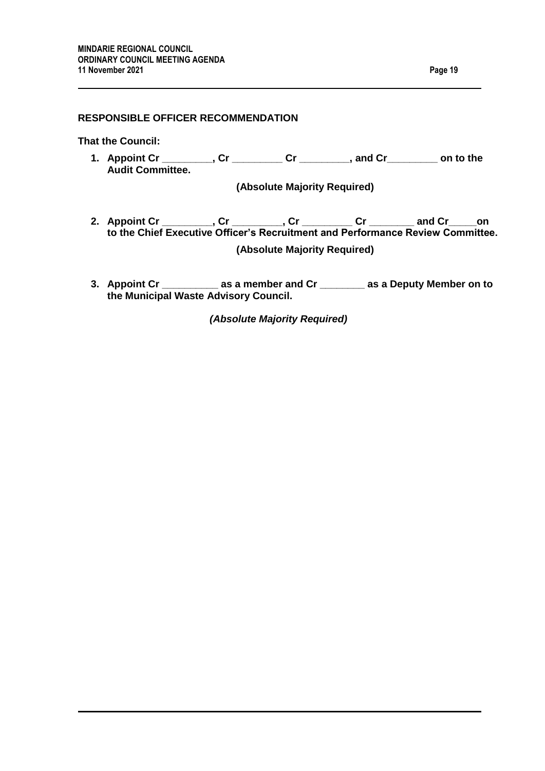**RESPONSIBLE OFFICER RECOMMENDATION**

**That the Council:**

1. **Appoint Cr _________, Cr _________ Cr _________, and Cr_________ on to the Audit Committee.**

   **(Absolute Majority Required)**

2. **Appoint Cr _________, Cr _________, Cr _________ Cr ________ and Cr_____on to the Chief Executive Officer's Recruitment and Performance Review Committee.**

   **(Absolute Majority Required)**

3. **Appoint Cr __________ as a member and Cr ________ as a Deputy Member on to the Municipal Waste Advisory Council.**

   ***(Absolute Majority Required)***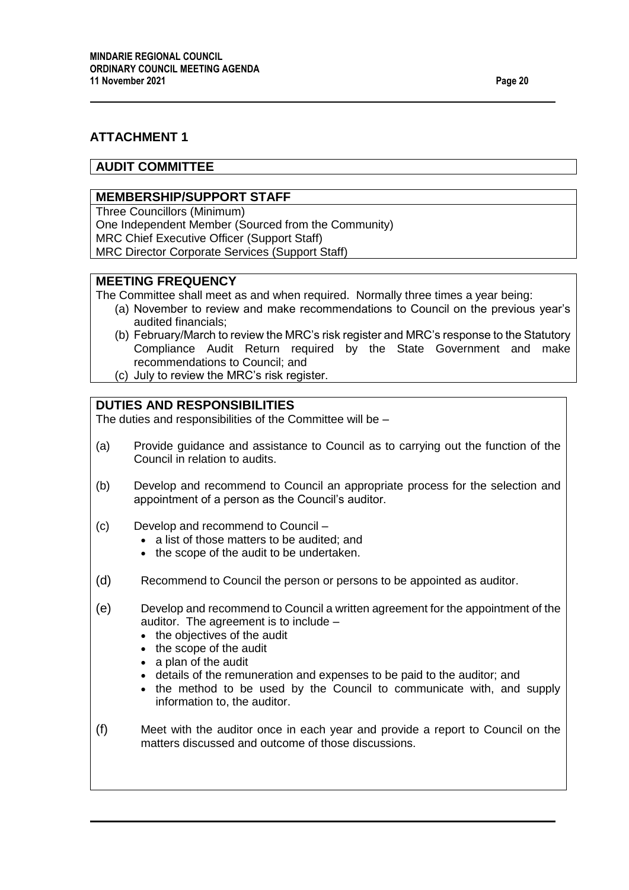# ATTACHMENT 1

## AUDIT COMMITTEE

### MEMBERSHIP/SUPPORT STAFF

Three Councillors (Minimum)
One Independent Member (Sourced from the Community)
MRC Chief Executive Officer (Support Staff)
MRC Director Corporate Services (Support Staff)

### MEETING FREQUENCY

The Committee shall meet as and when required. Normally three times a year being:

(a) November to review and make recommendations to Council on the previous year's audited financials;
(b) February/March to review the MRC's risk register and MRC's response to the Statutory Compliance Audit Return required by the State Government and make recommendations to Council; and
(c) July to review the MRC's risk register.

### DUTIES AND RESPONSIBILITIES

The duties and responsibilities of the Committee will be –

(a) Provide guidance and assistance to Council as to carrying out the function of the Council in relation to audits.

(b) Develop and recommend to Council an appropriate process for the selection and appointment of a person as the Council's auditor.

(c) Develop and recommend to Council –
- a list of those matters to be audited; and
- the scope of the audit to be undertaken.

(d) Recommend to Council the person or persons to be appointed as auditor.

(e) Develop and recommend to Council a written agreement for the appointment of the auditor. The agreement is to include –
- the objectives of the audit
- the scope of the audit
- a plan of the audit
- details of the remuneration and expenses to be paid to the auditor; and
- the method to be used by the Council to communicate with, and supply information to, the auditor.

(f) Meet with the auditor once in each year and provide a report to Council on the matters discussed and outcome of those discussions.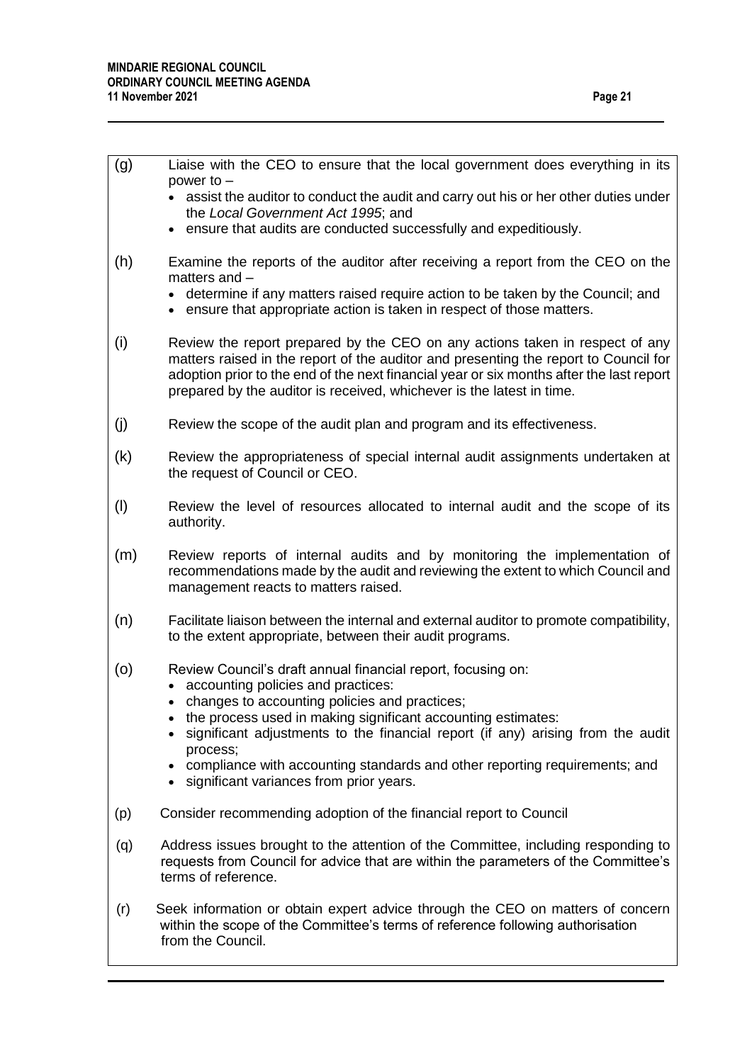(g) Liaise with the CEO to ensure that the local government does everything in its power to –

- assist the auditor to conduct the audit and carry out his or her other duties under the *Local Government Act 1995*; and
- ensure that audits are conducted successfully and expeditiously.

(h) Examine the reports of the auditor after receiving a report from the CEO on the matters and –

- determine if any matters raised require action to be taken by the Council; and
- ensure that appropriate action is taken in respect of those matters.

(i) Review the report prepared by the CEO on any actions taken in respect of any matters raised in the report of the auditor and presenting the report to Council for adoption prior to the end of the next financial year or six months after the last report prepared by the auditor is received, whichever is the latest in time.

(j) Review the scope of the audit plan and program and its effectiveness.

(k) Review the appropriateness of special internal audit assignments undertaken at the request of Council or CEO.

(l) Review the level of resources allocated to internal audit and the scope of its authority.

(m) Review reports of internal audits and by monitoring the implementation of recommendations made by the audit and reviewing the extent to which Council and management reacts to matters raised.

(n) Facilitate liaison between the internal and external auditor to promote compatibility, to the extent appropriate, between their audit programs.

(o) Review Council's draft annual financial report, focusing on:

- accounting policies and practices:
- changes to accounting policies and practices;
- the process used in making significant accounting estimates:
- significant adjustments to the financial report (if any) arising from the audit process;
- compliance with accounting standards and other reporting requirements; and
- significant variances from prior years.

(p) Consider recommending adoption of the financial report to Council

(q) Address issues brought to the attention of the Committee, including responding to requests from Council for advice that are within the parameters of the Committee's terms of reference.

(r) Seek information or obtain expert advice through the CEO on matters of concern within the scope of the Committee's terms of reference following authorisation from the Council.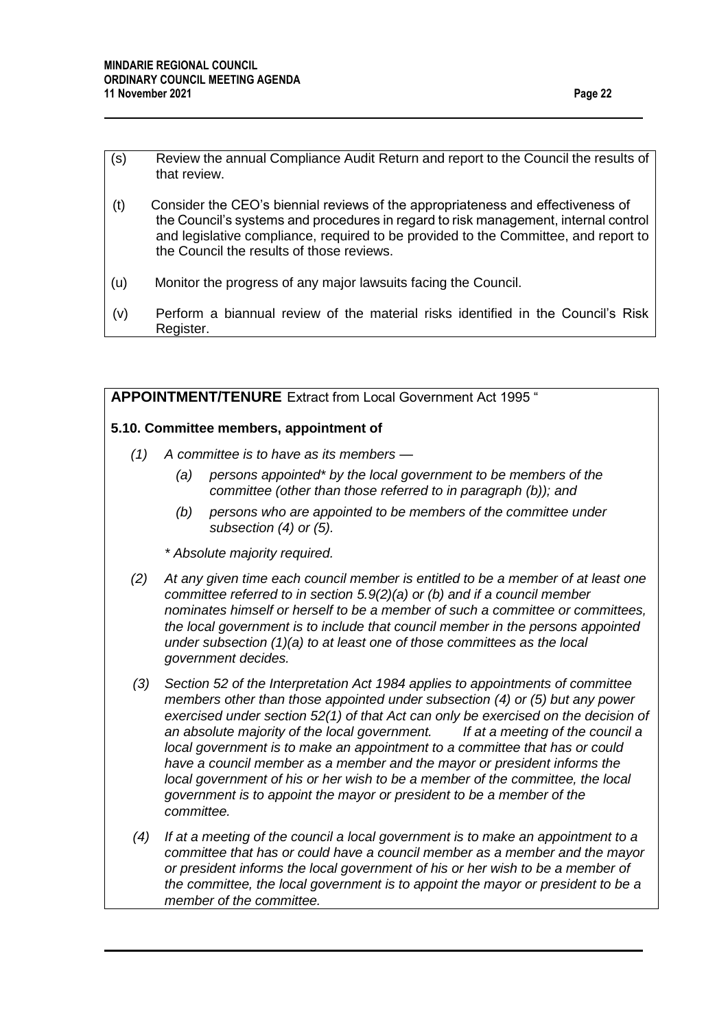(s) Review the annual Compliance Audit Return and report to the Council the results of that review.

(t) Consider the CEO's biennial reviews of the appropriateness and effectiveness of the Council's systems and procedures in regard to risk management, internal control and legislative compliance, required to be provided to the Committee, and report to the Council the results of those reviews.

(u) Monitor the progress of any major lawsuits facing the Council.

(v) Perform a biannual review of the material risks identified in the Council's Risk Register.

**APPOINTMENT/TENURE** Extract from Local Government Act 1995 "

**5.10. Committee members, appointment of**

*(1) A committee is to have as its members —*

*(a) persons appointed\* by the local government to be members of the committee (other than those referred to in paragraph (b)); and*

*(b) persons who are appointed to be members of the committee under subsection (4) or (5).*

*\* Absolute majority required.*

*(2) At any given time each council member is entitled to be a member of at least one committee referred to in section 5.9(2)(a) or (b) and if a council member nominates himself or herself to be a member of such a committee or committees, the local government is to include that council member in the persons appointed under subsection (1)(a) to at least one of those committees as the local government decides.*

*(3) Section 52 of the Interpretation Act 1984 applies to appointments of committee members other than those appointed under subsection (4) or (5) but any power exercised under section 52(1) of that Act can only be exercised on the decision of an absolute majority of the local government. If at a meeting of the council a local government is to make an appointment to a committee that has or could have a council member as a member and the mayor or president informs the local government of his or her wish to be a member of the committee, the local government is to appoint the mayor or president to be a member of the committee.*

*(4) If at a meeting of the council a local government is to make an appointment to a committee that has or could have a council member as a member and the mayor or president informs the local government of his or her wish to be a member of the committee, the local government is to appoint the mayor or president to be a member of the committee.*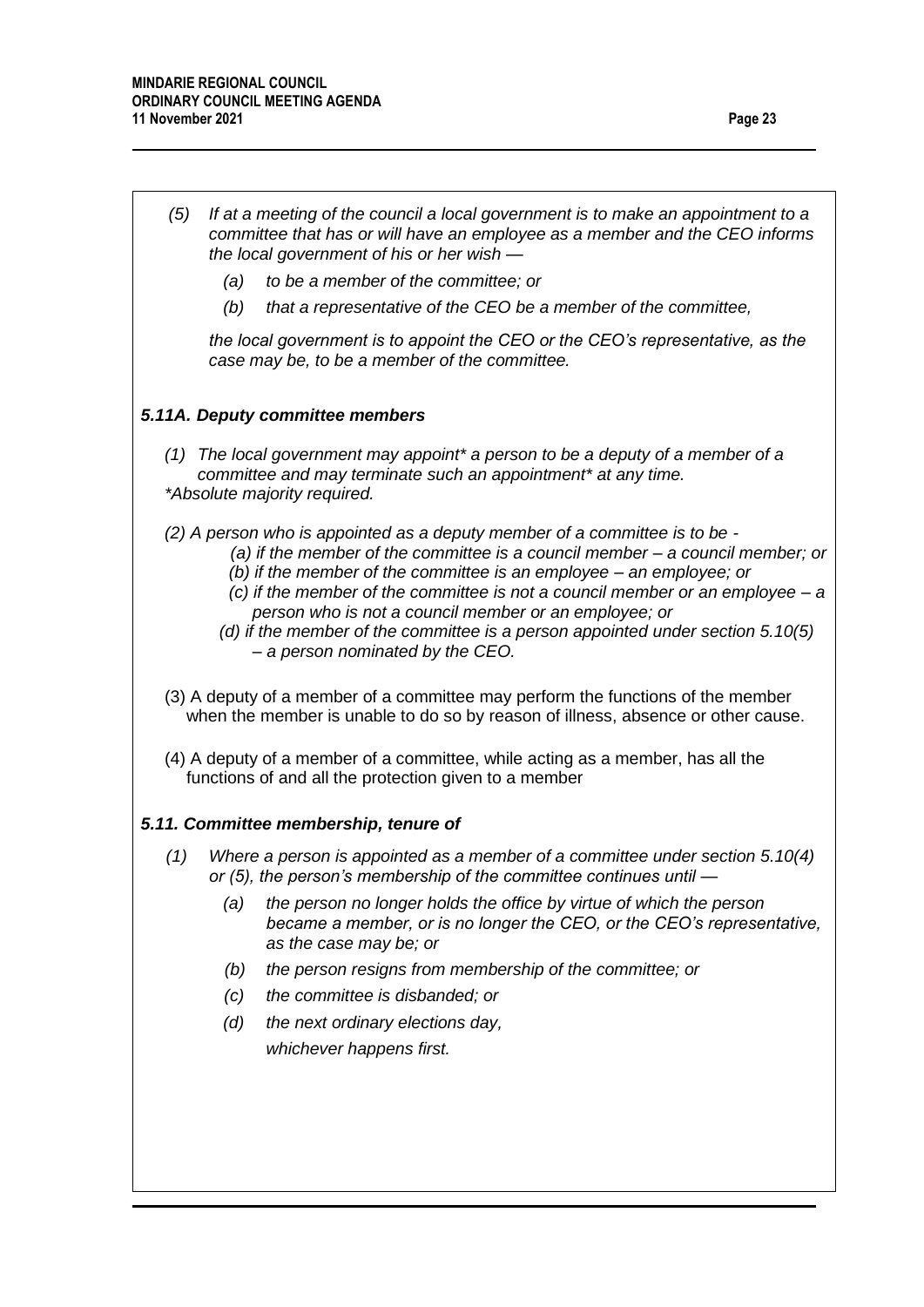*(5) If at a meeting of the council a local government is to make an appointment to a committee that has or will have an employee as a member and the CEO informs the local government of his or her wish —*

*(a) to be a member of the committee; or*

*(b) that a representative of the CEO be a member of the committee,*

*the local government is to appoint the CEO or the CEO's representative, as the case may be, to be a member of the committee.*

***5.11A. Deputy committee members***

*(1) The local government may appoint* a person to be a deputy of a member of a committee and may terminate such an appointment* at any time.*
**Absolute majority required.*

*(2) A person who is appointed as a deputy member of a committee is to be -*

*(a) if the member of the committee is a council member – a council member; or*

*(b) if the member of the committee is an employee – an employee; or*

*(c) if the member of the committee is not a council member or an employee – a person who is not a council member or an employee; or*

*(d) if the member of the committee is a person appointed under section 5.10(5) – a person nominated by the CEO.*

(3) A deputy of a member of a committee may perform the functions of the member when the member is unable to do so by reason of illness, absence or other cause.

(4) A deputy of a member of a committee, while acting as a member, has all the functions of and all the protection given to a member

***5.11. Committee membership, tenure of***

*(1) Where a person is appointed as a member of a committee under section 5.10(4) or (5), the person's membership of the committee continues until —*

*(a) the person no longer holds the office by virtue of which the person became a member, or is no longer the CEO, or the CEO's representative, as the case may be; or*

*(b) the person resigns from membership of the committee; or*

*(c) the committee is disbanded; or*

*(d) the next ordinary elections day,*

*whichever happens first.*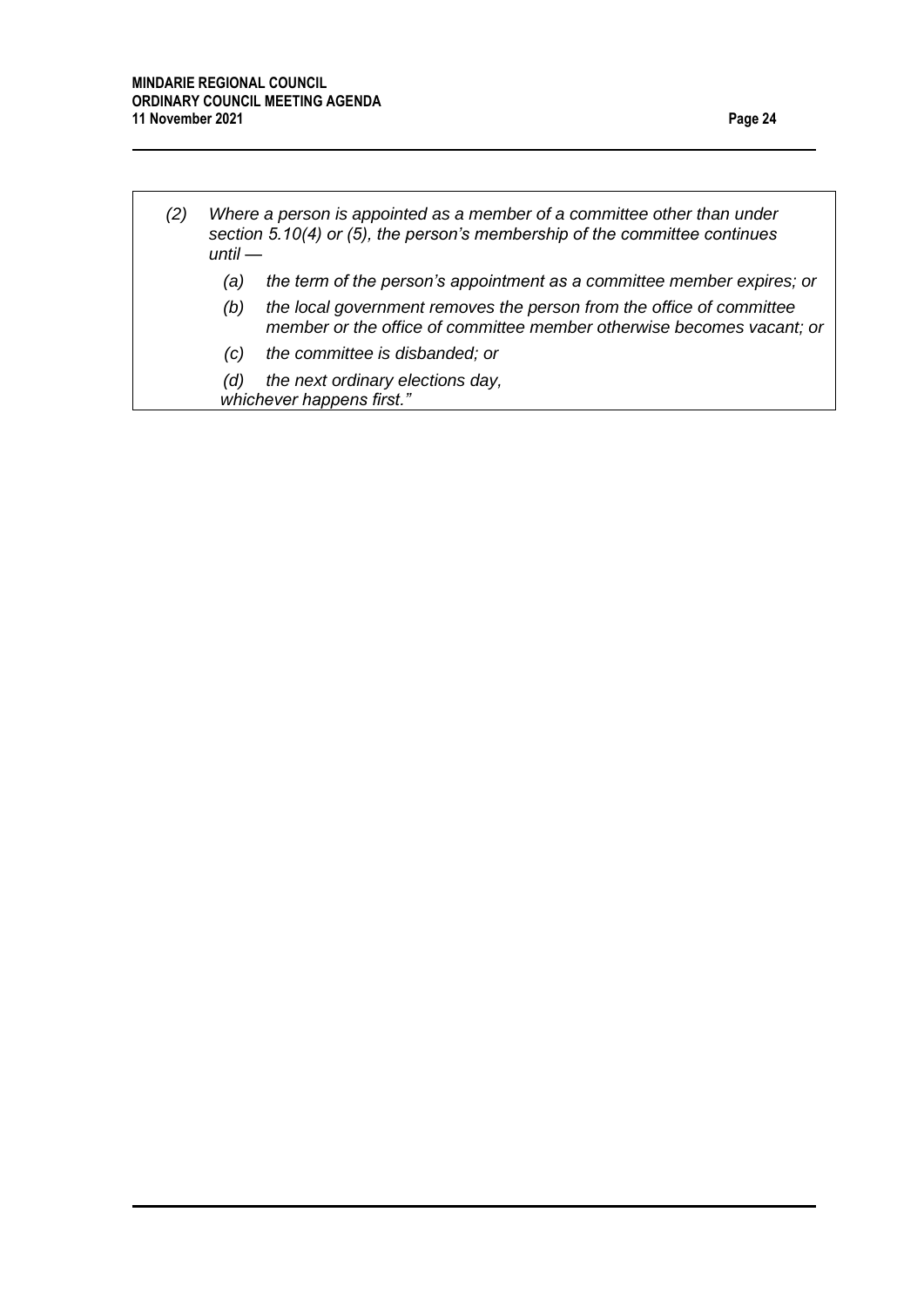*(2) Where a person is appointed as a member of a committee other than under section 5.10(4) or (5), the person's membership of the committee continues until —*

*(a) the term of the person's appointment as a committee member expires; or*

*(b) the local government removes the person from the office of committee member or the office of committee member otherwise becomes vacant; or*

*(c) the committee is disbanded; or*

*(d) the next ordinary elections day,*

*whichever happens first."*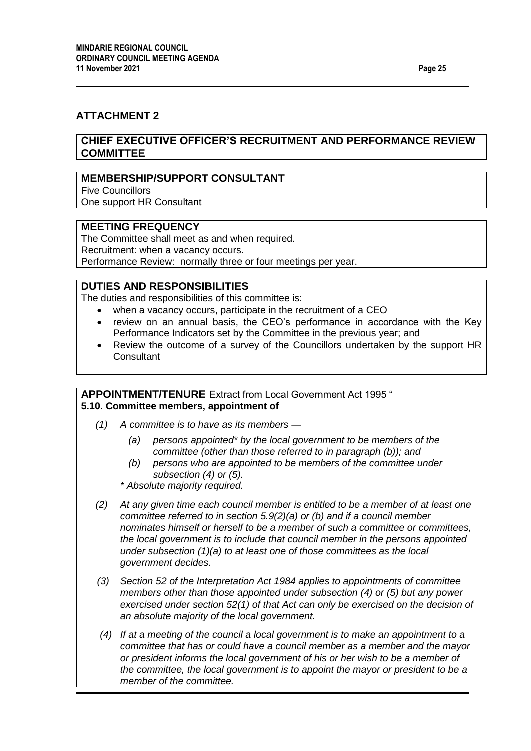## ATTACHMENT 2

### CHIEF EXECUTIVE OFFICER'S RECRUITMENT AND PERFORMANCE REVIEW COMMITTEE

**MEMBERSHIP/SUPPORT CONSULTANT**

Five Councillors
One support HR Consultant

**MEETING FREQUENCY**

The Committee shall meet as and when required.
Recruitment: when a vacancy occurs.
Performance Review: normally three or four meetings per year.

**DUTIES AND RESPONSIBILITIES**

The duties and responsibilities of this committee is:

- when a vacancy occurs, participate in the recruitment of a CEO
- review on an annual basis, the CEO's performance in accordance with the Key Performance Indicators set by the Committee in the previous year; and
- Review the outcome of a survey of the Councillors undertaken by the support HR Consultant

**APPOINTMENT/TENURE** Extract from Local Government Act 1995 "
**5.10. Committee members, appointment of**

*(1) A committee is to have as its members —*

*(a) persons appointed\* by the local government to be members of the committee (other than those referred to in paragraph (b)); and*

*(b) persons who are appointed to be members of the committee under subsection (4) or (5).*

*\* Absolute majority required.*

*(2) At any given time each council member is entitled to be a member of at least one committee referred to in section 5.9(2)(a) or (b) and if a council member nominates himself or herself to be a member of such a committee or committees, the local government is to include that council member in the persons appointed under subsection (1)(a) to at least one of those committees as the local government decides.*

*(3) Section 52 of the Interpretation Act 1984 applies to appointments of committee members other than those appointed under subsection (4) or (5) but any power exercised under section 52(1) of that Act can only be exercised on the decision of an absolute majority of the local government.*

*(4) If at a meeting of the council a local government is to make an appointment to a committee that has or could have a council member as a member and the mayor or president informs the local government of his or her wish to be a member of the committee, the local government is to appoint the mayor or president to be a member of the committee.*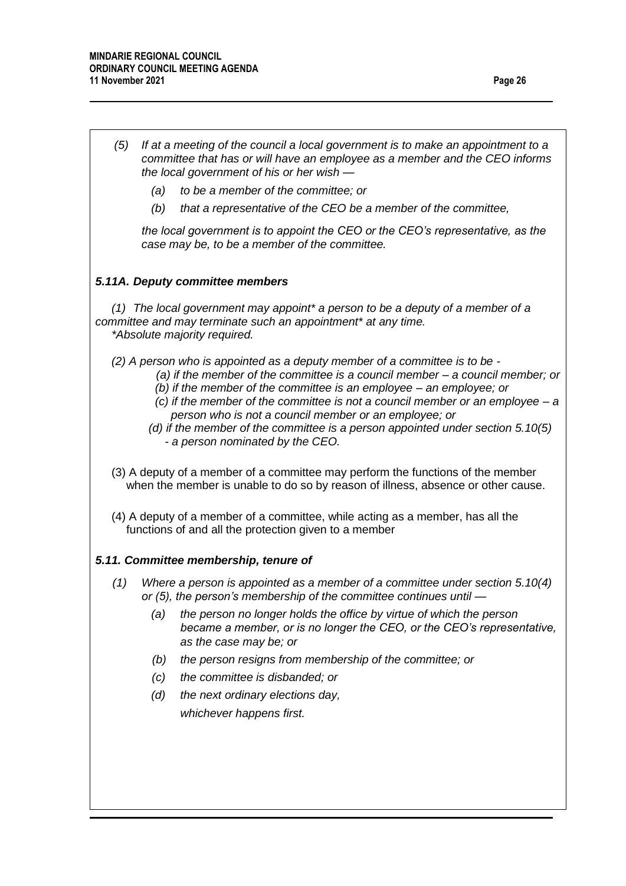*(5) If at a meeting of the council a local government is to make an appointment to a committee that has or will have an employee as a member and the CEO informs the local government of his or her wish —*

*(a) to be a member of the committee; or*

*(b) that a representative of the CEO be a member of the committee,*

*the local government is to appoint the CEO or the CEO's representative, as the case may be, to be a member of the committee.*

***5.11A. Deputy committee members***

*(1) The local government may appoint* a person to be a deputy of a member of a committee and may terminate such an appointment* at any time.*
**Absolute majority required.*

*(2) A person who is appointed as a deputy member of a committee is to be -*

*(a) if the member of the committee is a council member – a council member; or*

*(b) if the member of the committee is an employee – an employee; or*

*(c) if the member of the committee is not a council member or an employee – a person who is not a council member or an employee; or*

*(d) if the member of the committee is a person appointed under section 5.10(5) - a person nominated by the CEO.*

(3) A deputy of a member of a committee may perform the functions of the member when the member is unable to do so by reason of illness, absence or other cause.

(4) A deputy of a member of a committee, while acting as a member, has all the functions of and all the protection given to a member

***5.11. Committee membership, tenure of***

*(1) Where a person is appointed as a member of a committee under section 5.10(4) or (5), the person's membership of the committee continues until —*

*(a) the person no longer holds the office by virtue of which the person became a member, or is no longer the CEO, or the CEO's representative, as the case may be; or*

*(b) the person resigns from membership of the committee; or*

*(c) the committee is disbanded; or*

*(d) the next ordinary elections day,*

*whichever happens first.*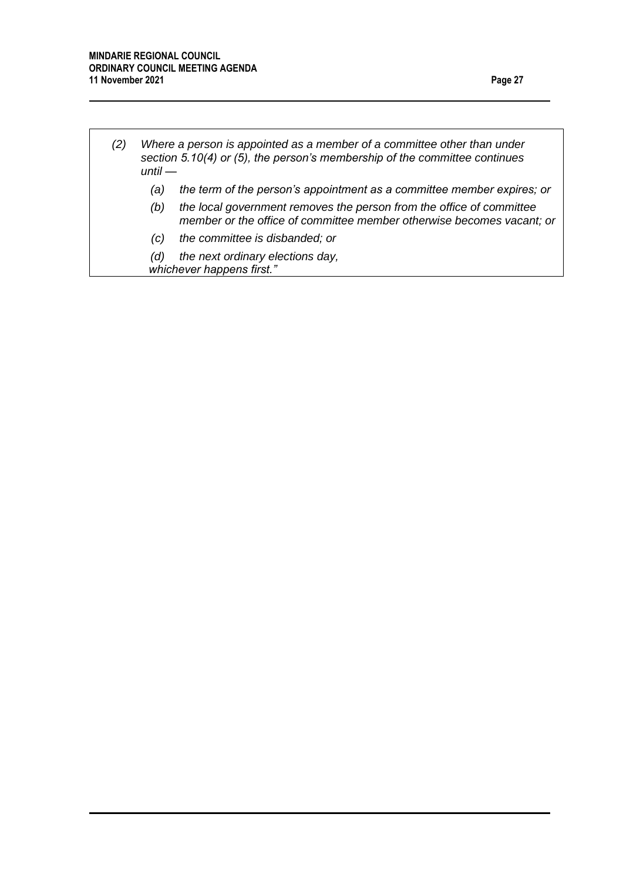*(2) Where a person is appointed as a member of a committee other than under section 5.10(4) or (5), the person's membership of the committee continues until —*

*(a) the term of the person's appointment as a committee member expires; or*

*(b) the local government removes the person from the office of committee member or the office of committee member otherwise becomes vacant; or*

*(c) the committee is disbanded; or*

*(d) the next ordinary elections day,*

*whichever happens first."*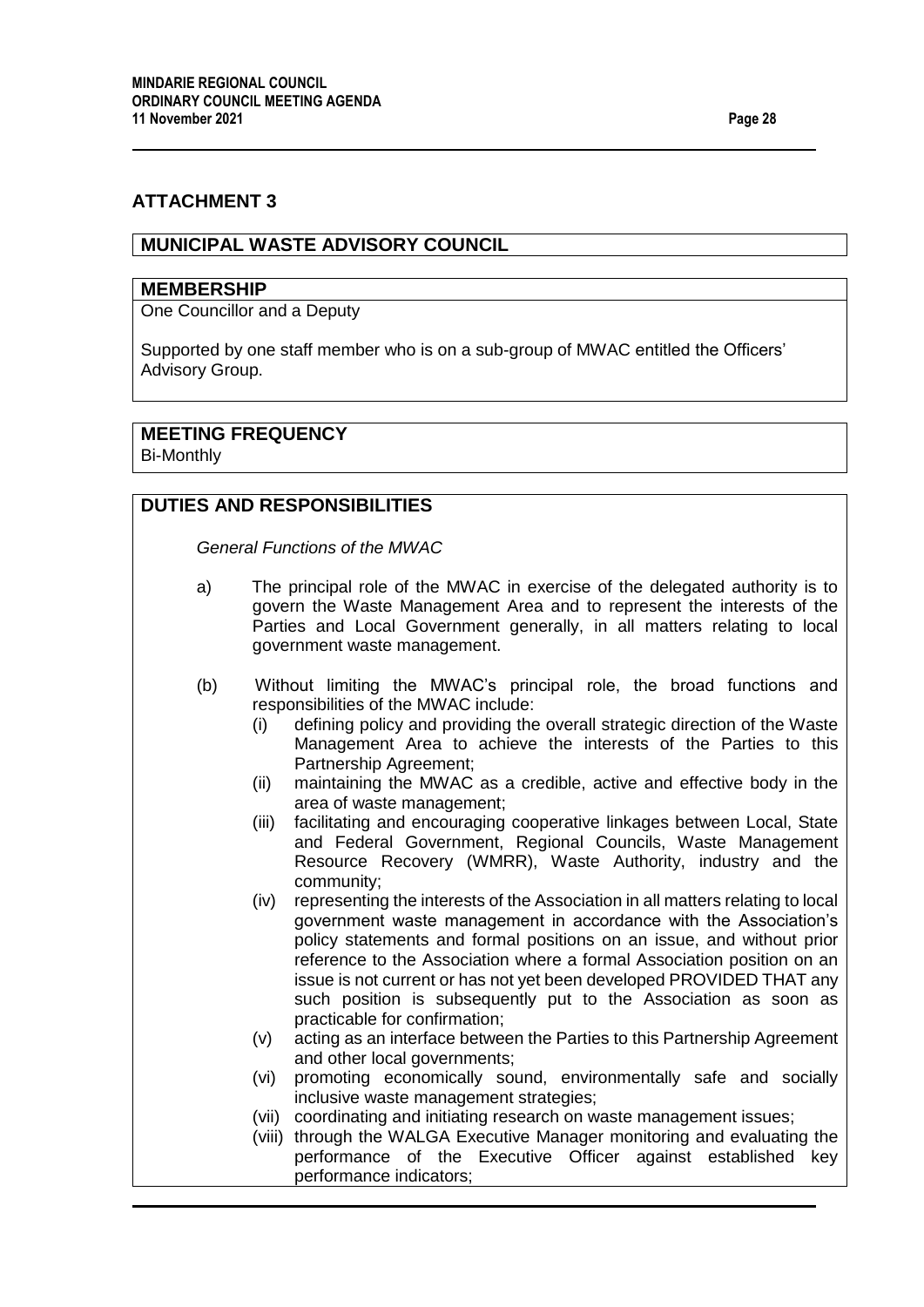## ATTACHMENT 3

### MUNICIPAL WASTE ADVISORY COUNCIL

#### MEMBERSHIP

One Councillor and a Deputy

Supported by one staff member who is on a sub-group of MWAC entitled the Officers' Advisory Group.

#### MEETING FREQUENCY

Bi-Monthly

#### DUTIES AND RESPONSIBILITIES

*General Functions of the MWAC*

a) The principal role of the MWAC in exercise of the delegated authority is to govern the Waste Management Area and to represent the interests of the Parties and Local Government generally, in all matters relating to local government waste management.

(b) Without limiting the MWAC's principal role, the broad functions and responsibilities of the MWAC include:

   (i) defining policy and providing the overall strategic direction of the Waste Management Area to achieve the interests of the Parties to this Partnership Agreement;
   (ii) maintaining the MWAC as a credible, active and effective body in the area of waste management;
   (iii) facilitating and encouraging cooperative linkages between Local, State and Federal Government, Regional Councils, Waste Management Resource Recovery (WMRR), Waste Authority, industry and the community;
   (iv) representing the interests of the Association in all matters relating to local government waste management in accordance with the Association's policy statements and formal positions on an issue, and without prior reference to the Association where a formal Association position on an issue is not current or has not yet been developed PROVIDED THAT any such position is subsequently put to the Association as soon as practicable for confirmation;
   (v) acting as an interface between the Parties to this Partnership Agreement and other local governments;
   (vi) promoting economically sound, environmentally safe and socially inclusive waste management strategies;
   (vii) coordinating and initiating research on waste management issues;
   (viii) through the WALGA Executive Manager monitoring and evaluating the performance of the Executive Officer against established key performance indicators;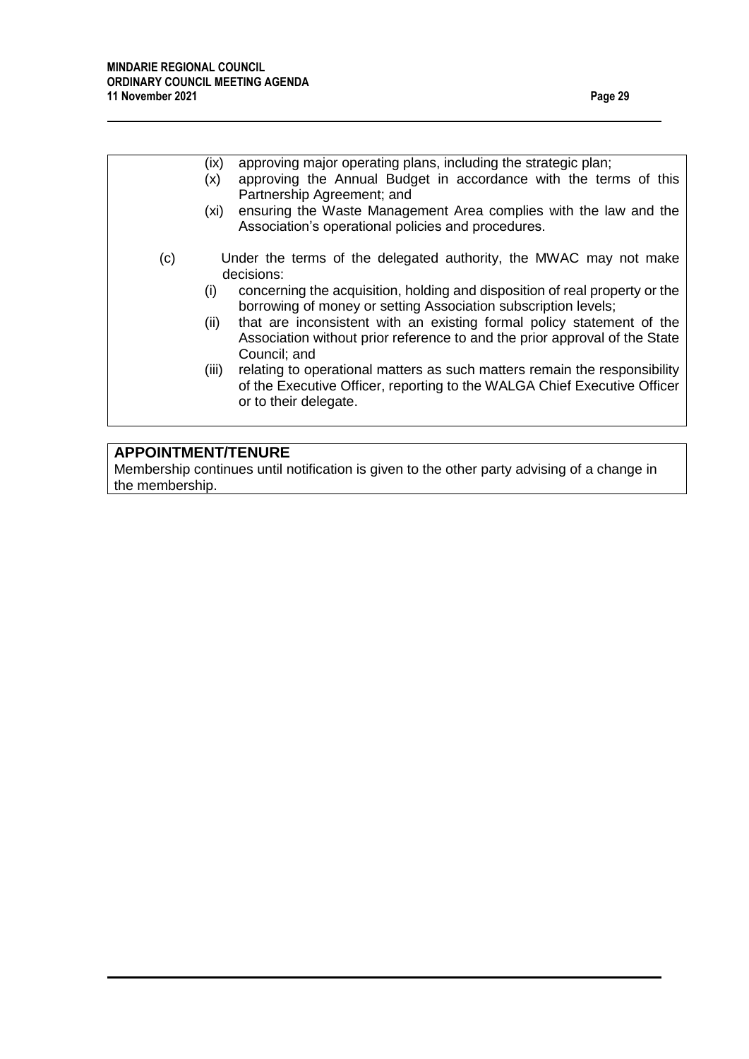- (ix) approving major operating plans, including the strategic plan;
- (x) approving the Annual Budget in accordance with the terms of this Partnership Agreement; and
- (xi) ensuring the Waste Management Area complies with the law and the Association's operational policies and procedures.

(c) Under the terms of the delegated authority, the MWAC may not make decisions:

- (i) concerning the acquisition, holding and disposition of real property or the borrowing of money or setting Association subscription levels;
- (ii) that are inconsistent with an existing formal policy statement of the Association without prior reference to and the prior approval of the State Council; and
- (iii) relating to operational matters as such matters remain the responsibility of the Executive Officer, reporting to the WALGA Chief Executive Officer or to their delegate.

**APPOINTMENT/TENURE**

Membership continues until notification is given to the other party advising of a change in the membership.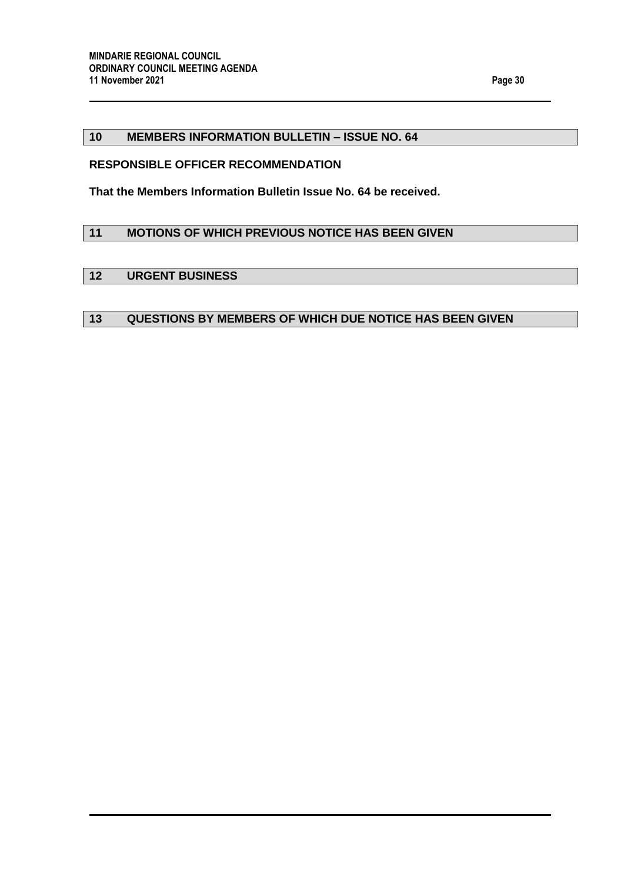## 10 MEMBERS INFORMATION BULLETIN – ISSUE NO. 64

**RESPONSIBLE OFFICER RECOMMENDATION**

**That the Members Information Bulletin Issue No. 64 be received.**

## 11 MOTIONS OF WHICH PREVIOUS NOTICE HAS BEEN GIVEN

## 12 URGENT BUSINESS

## 13 QUESTIONS BY MEMBERS OF WHICH DUE NOTICE HAS BEEN GIVEN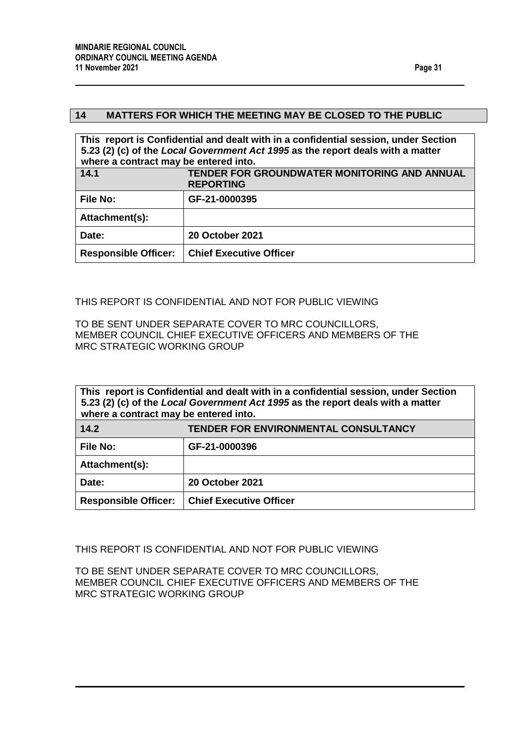## 14 MATTERS FOR WHICH THE MEETING MAY BE CLOSED TO THE PUBLIC

| This report is Confidential and dealt with in a confidential session, under Section 5.23 (2) (c) of the *Local Government Act 1995* as the report deals with a matter where a contract may be entered into. | |
|---|---|
| **14.1** | **TENDER FOR GROUNDWATER MONITORING AND ANNUAL REPORTING** |
| **File No:** | **GF-21-0000395** |
| **Attachment(s):** | |
| **Date:** | **20 October 2021** |
| **Responsible Officer:** | **Chief Executive Officer** |

THIS REPORT IS CONFIDENTIAL AND NOT FOR PUBLIC VIEWING

TO BE SENT UNDER SEPARATE COVER TO MRC COUNCILLORS, MEMBER COUNCIL CHIEF EXECUTIVE OFFICERS AND MEMBERS OF THE MRC STRATEGIC WORKING GROUP

| This report is Confidential and dealt with in a confidential session, under Section 5.23 (2) (c) of the *Local Government Act 1995* as the report deals with a matter where a contract may be entered into. | |
|---|---|
| **14.2** | **TENDER FOR ENVIRONMENTAL CONSULTANCY** |
| **File No:** | **GF-21-0000396** |
| **Attachment(s):** | |
| **Date:** | **20 October 2021** |
| **Responsible Officer:** | **Chief Executive Officer** |

THIS REPORT IS CONFIDENTIAL AND NOT FOR PUBLIC VIEWING

TO BE SENT UNDER SEPARATE COVER TO MRC COUNCILLORS, MEMBER COUNCIL CHIEF EXECUTIVE OFFICERS AND MEMBERS OF THE MRC STRATEGIC WORKING GROUP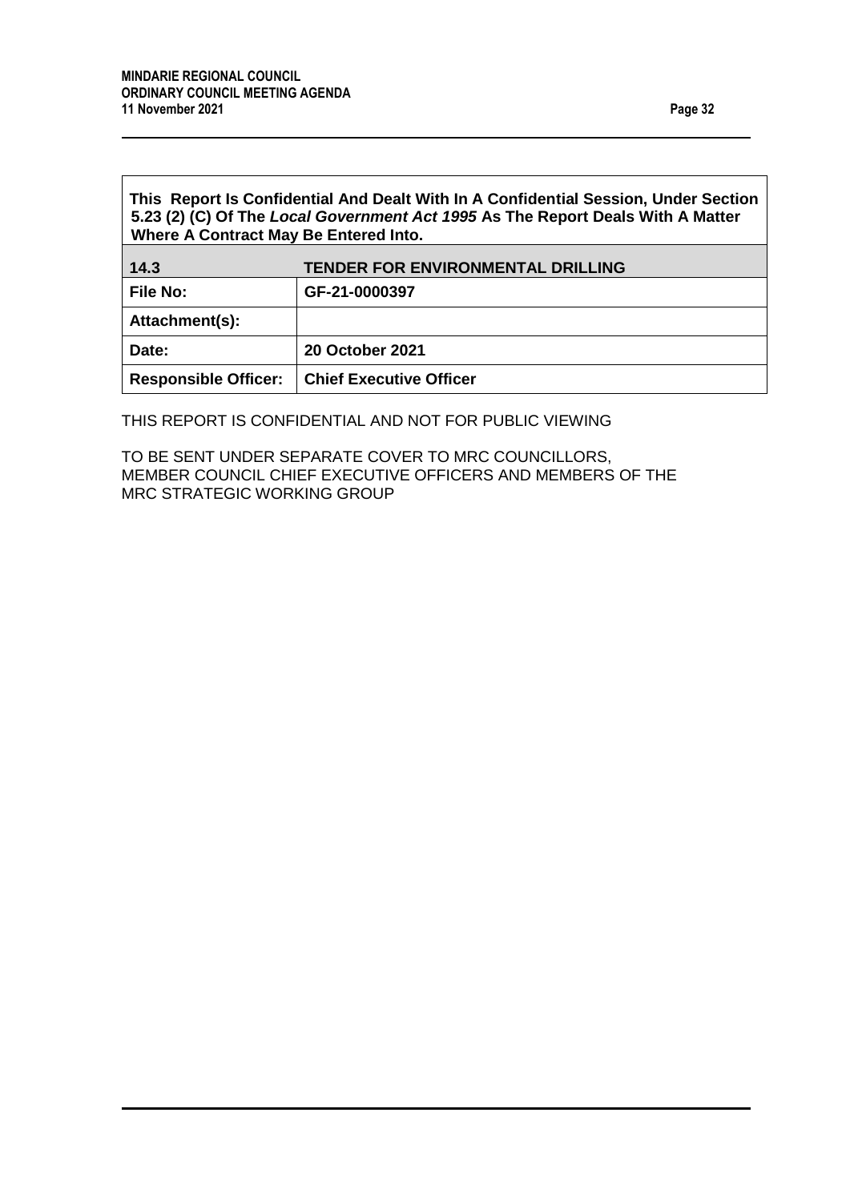**This Report Is Confidential And Dealt With In A Confidential Session, Under Section 5.23 (2) (C) Of The *Local Government Act 1995* As The Report Deals With A Matter Where A Contract May Be Entered Into.**

| 14.3 | TENDER FOR ENVIRONMENTAL DRILLING |
|---|---|
| **File No:** | **GF-21-0000397** |
| **Attachment(s):** | |
| **Date:** | **20 October 2021** |
| **Responsible Officer:** | **Chief Executive Officer** |

THIS REPORT IS CONFIDENTIAL AND NOT FOR PUBLIC VIEWING

TO BE SENT UNDER SEPARATE COVER TO MRC COUNCILLORS, MEMBER COUNCIL CHIEF EXECUTIVE OFFICERS AND MEMBERS OF THE MRC STRATEGIC WORKING GROUP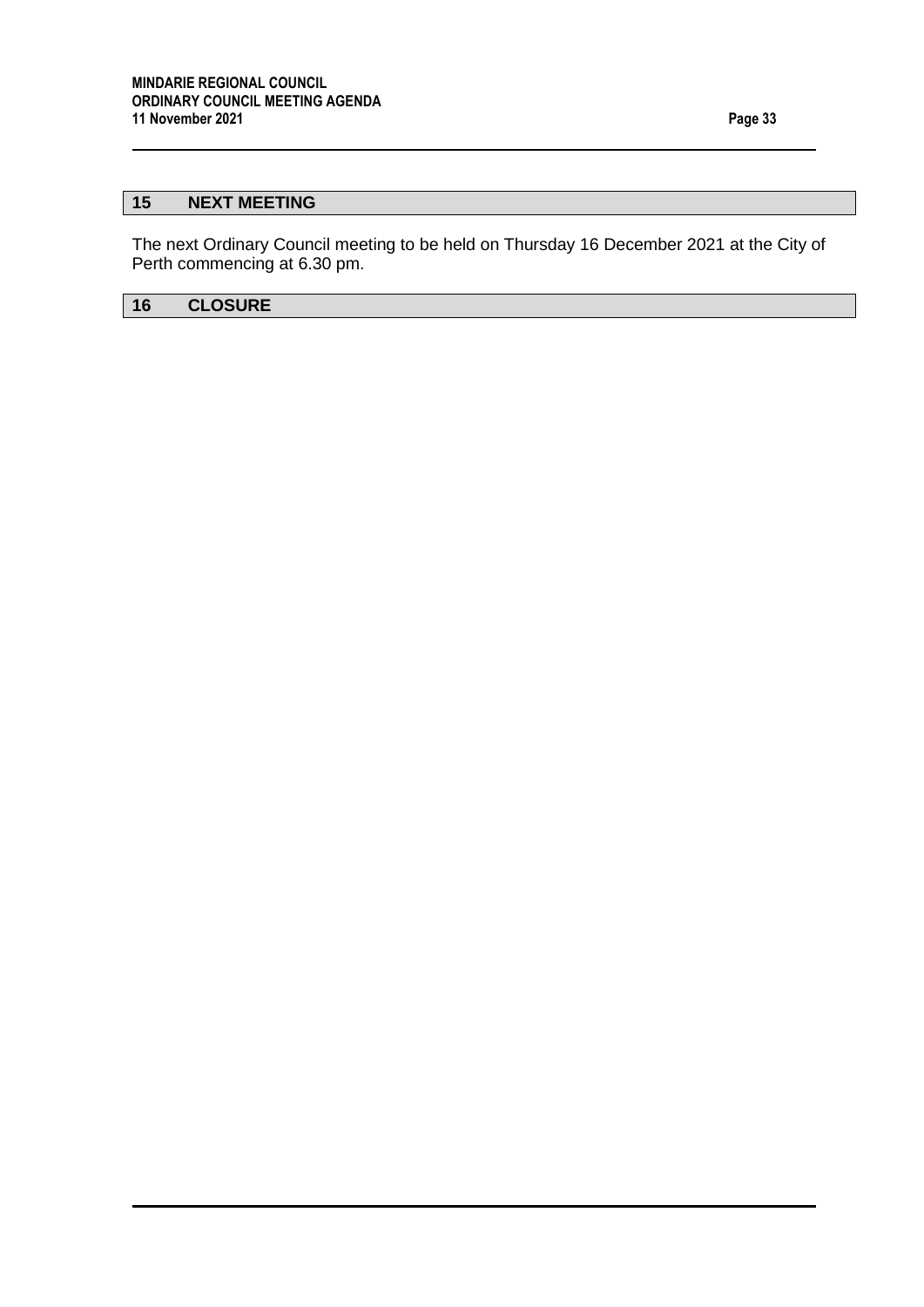## 15 NEXT MEETING

The next Ordinary Council meeting to be held on Thursday 16 December 2021 at the City of Perth commencing at 6.30 pm.

## 16 CLOSURE